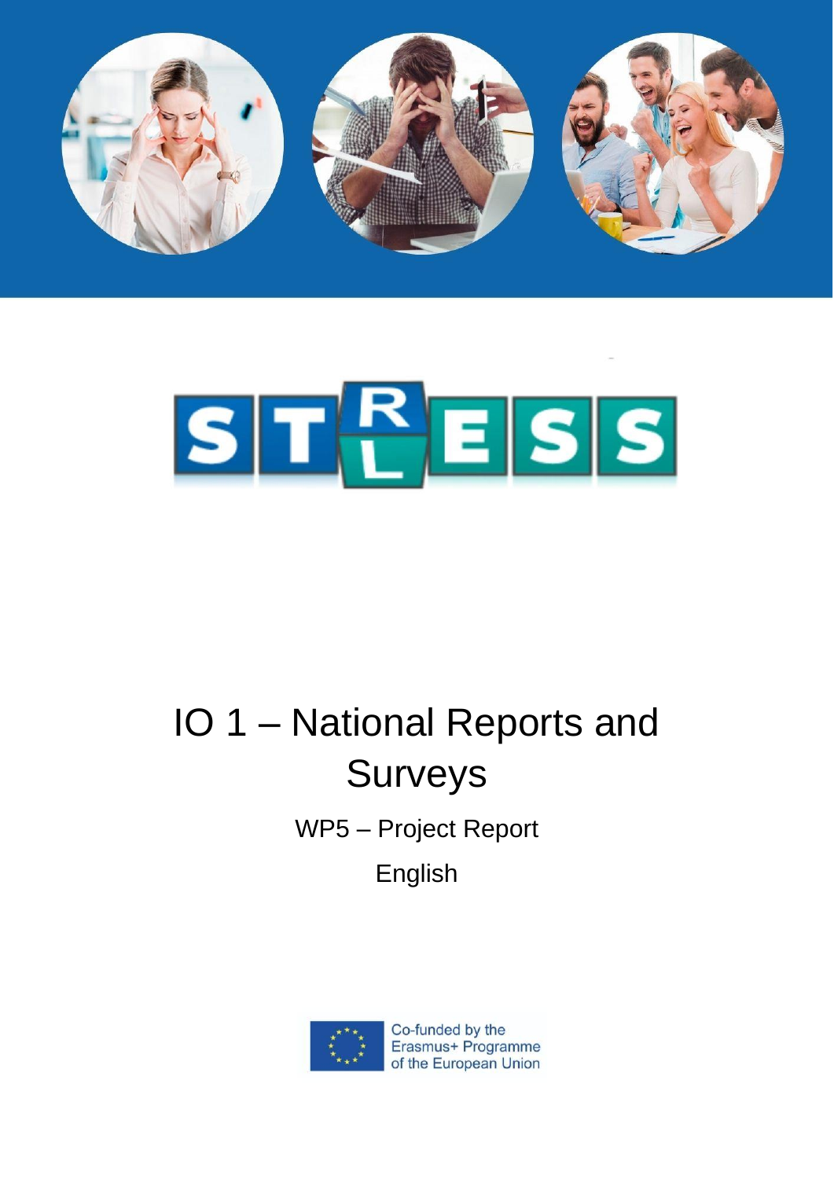# STRLESS

# IO 1 – National Reports and Surveys

WP5 – Project Report

English

Co-funded by the Erasmus+ Programme of the European Union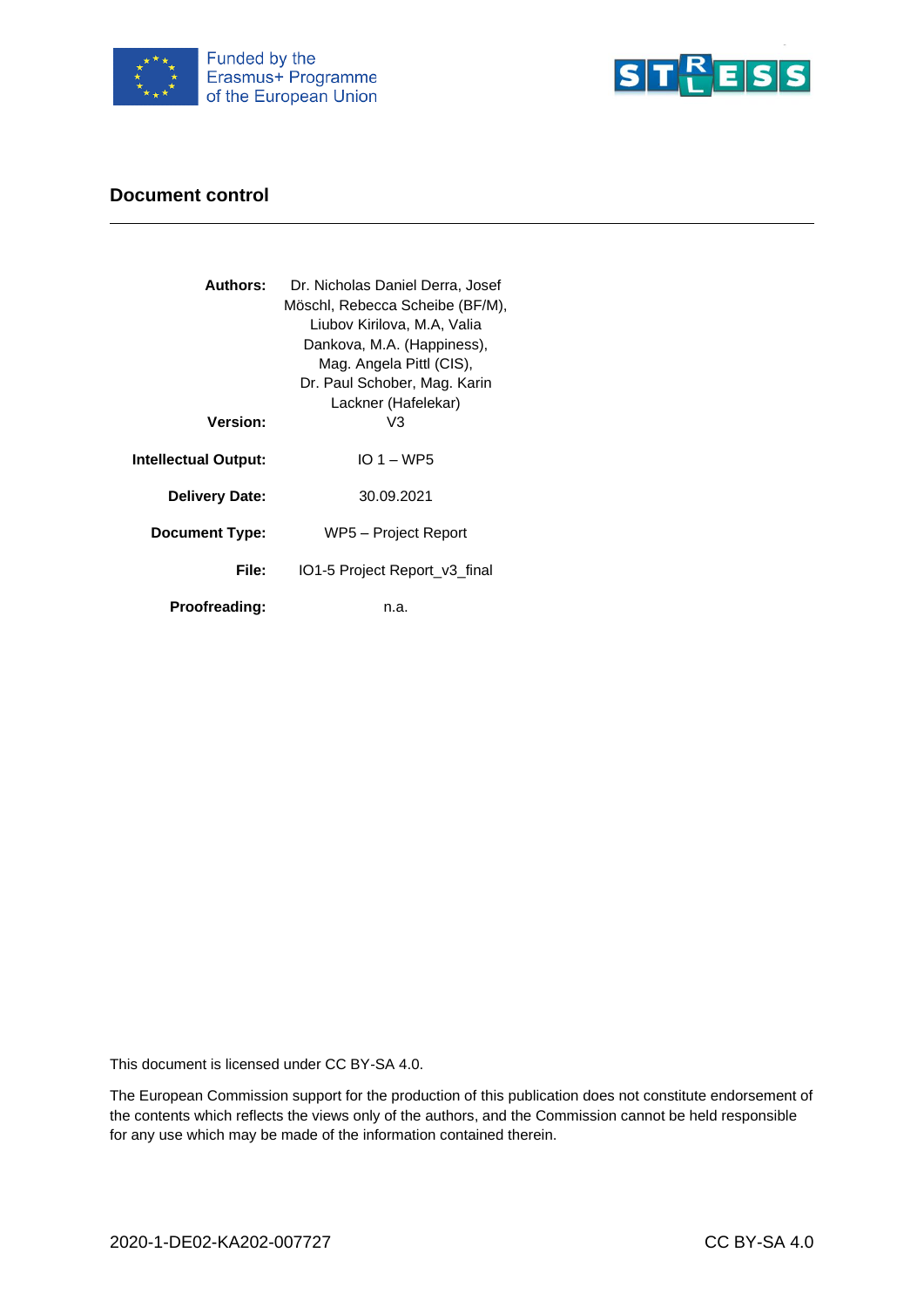## Document control

| | |
|---|---|
| **Authors:** | Dr. Nicholas Daniel Derra, Josef Möschl, Rebecca Scheibe (BF/M), Liubov Kirilova, M.A, Valia Dankova, M.A. (Happiness), Mag. Angela Pittl (CIS), Dr. Paul Schober, Mag. Karin Lackner (Hafelekar) |
| **Version:** | V3 |
| **Intellectual Output:** | IO 1 – WP5 |
| **Delivery Date:** | 30.09.2021 |
| **Document Type:** | WP5 – Project Report |
| **File:** | IO1-5 Project Report_v3_final |
| **Proofreading:** | n.a. |

This document is licensed under CC BY-SA 4.0.

The European Commission support for the production of this publication does not constitute endorsement of the contents which reflects the views only of the authors, and the Commission cannot be held responsible for any use which may be made of the information contained therein.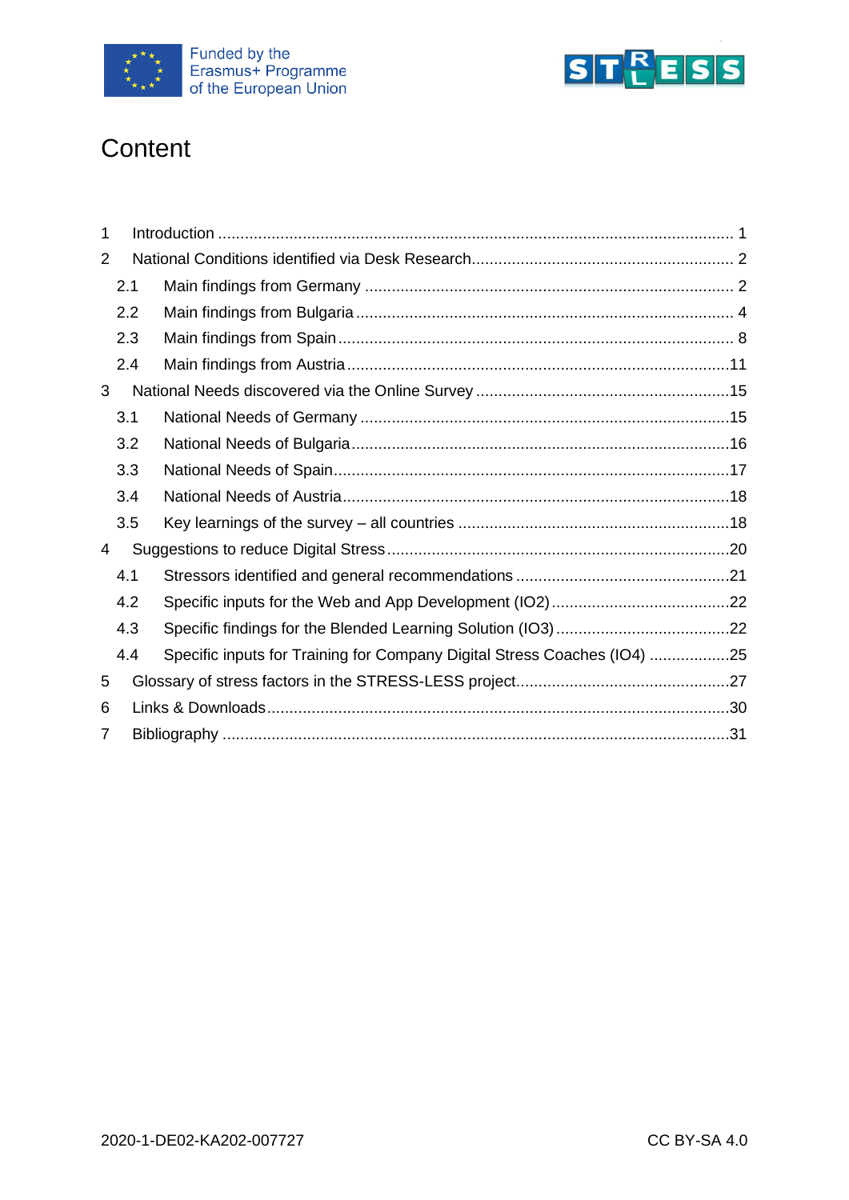# Content

| | | |
|---|---|---|
| 1 | Introduction | 1 |
| 2 | National Conditions identified via Desk Research | 2 |
| 2.1 | Main findings from Germany | 2 |
| 2.2 | Main findings from Bulgaria | 4 |
| 2.3 | Main findings from Spain | 8 |
| 2.4 | Main findings from Austria | 11 |
| 3 | National Needs discovered via the Online Survey | 15 |
| 3.1 | National Needs of Germany | 15 |
| 3.2 | National Needs of Bulgaria | 16 |
| 3.3 | National Needs of Spain | 17 |
| 3.4 | National Needs of Austria | 18 |
| 3.5 | Key learnings of the survey – all countries | 18 |
| 4 | Suggestions to reduce Digital Stress | 20 |
| 4.1 | Stressors identified and general recommendations | 21 |
| 4.2 | Specific inputs for the Web and App Development (IO2) | 22 |
| 4.3 | Specific findings for the Blended Learning Solution (IO3) | 22 |
| 4.4 | Specific inputs for Training for Company Digital Stress Coaches (IO4) | 25 |
| 5 | Glossary of stress factors in the STRESS-LESS project | 27 |
| 6 | Links & Downloads | 30 |
| 7 | Bibliography | 31 |

2020-1-DE02-KA202-007727

CC BY-SA 4.0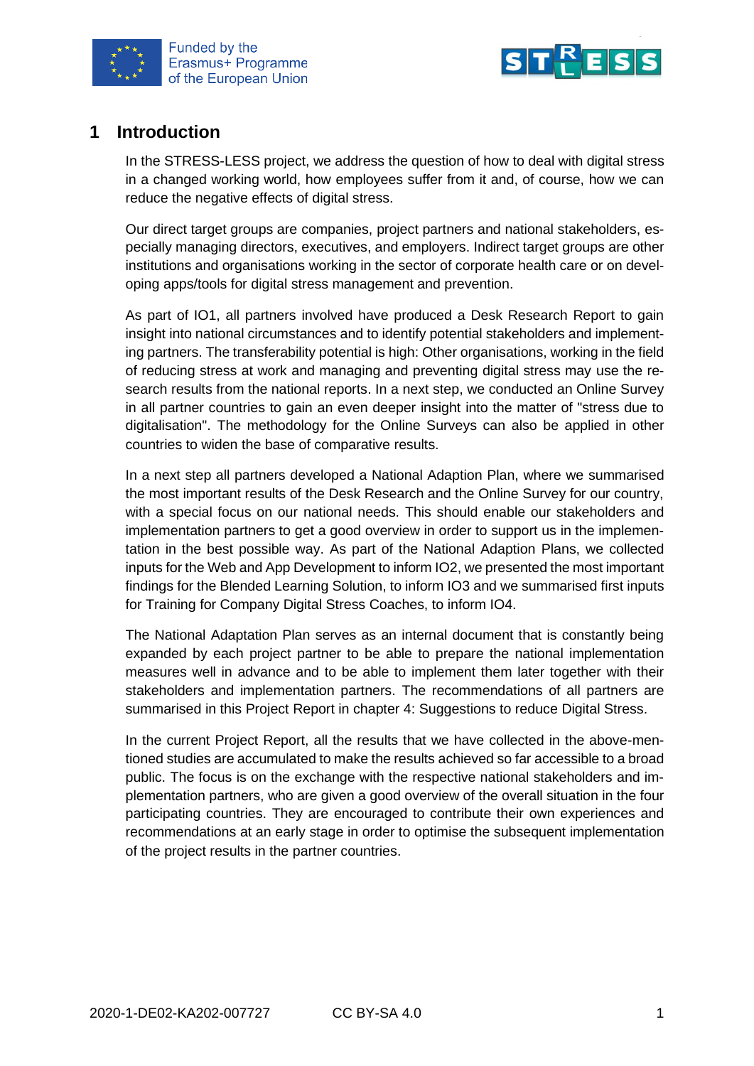# 1 Introduction

In the STRESS-LESS project, we address the question of how to deal with digital stress in a changed working world, how employees suffer from it and, of course, how we can reduce the negative effects of digital stress.

Our direct target groups are companies, project partners and national stakeholders, especially managing directors, executives, and employers. Indirect target groups are other institutions and organisations working in the sector of corporate health care or on developing apps/tools for digital stress management and prevention.

As part of IO1, all partners involved have produced a Desk Research Report to gain insight into national circumstances and to identify potential stakeholders and implementing partners. The transferability potential is high: Other organisations, working in the field of reducing stress at work and managing and preventing digital stress may use the research results from the national reports. In a next step, we conducted an Online Survey in all partner countries to gain an even deeper insight into the matter of "stress due to digitalisation". The methodology for the Online Surveys can also be applied in other countries to widen the base of comparative results.

In a next step all partners developed a National Adaption Plan, where we summarised the most important results of the Desk Research and the Online Survey for our country, with a special focus on our national needs. This should enable our stakeholders and implementation partners to get a good overview in order to support us in the implementation in the best possible way. As part of the National Adaption Plans, we collected inputs for the Web and App Development to inform IO2, we presented the most important findings for the Blended Learning Solution, to inform IO3 and we summarised first inputs for Training for Company Digital Stress Coaches, to inform IO4.

The National Adaptation Plan serves as an internal document that is constantly being expanded by each project partner to be able to prepare the national implementation measures well in advance and to be able to implement them later together with their stakeholders and implementation partners. The recommendations of all partners are summarised in this Project Report in chapter 4: Suggestions to reduce Digital Stress.

In the current Project Report, all the results that we have collected in the above-mentioned studies are accumulated to make the results achieved so far accessible to a broad public. The focus is on the exchange with the respective national stakeholders and implementation partners, who are given a good overview of the overall situation in the four participating countries. They are encouraged to contribute their own experiences and recommendations at an early stage in order to optimise the subsequent implementation of the project results in the partner countries.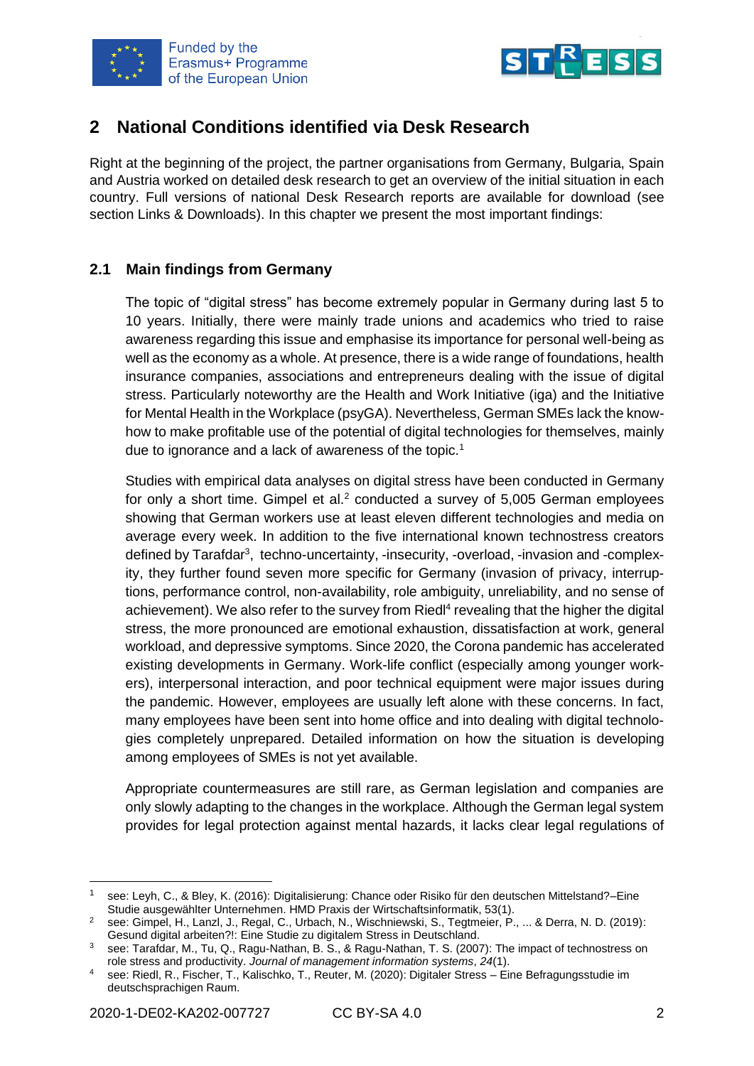## 2 National Conditions identified via Desk Research

Right at the beginning of the project, the partner organisations from Germany, Bulgaria, Spain and Austria worked on detailed desk research to get an overview of the initial situation in each country. Full versions of national Desk Research reports are available for download (see section Links & Downloads). In this chapter we present the most important findings:

### 2.1 Main findings from Germany

The topic of "digital stress" has become extremely popular in Germany during last 5 to 10 years. Initially, there were mainly trade unions and academics who tried to raise awareness regarding this issue and emphasise its importance for personal well-being as well as the economy as a whole. At presence, there is a wide range of foundations, health insurance companies, associations and entrepreneurs dealing with the issue of digital stress. Particularly noteworthy are the Health and Work Initiative (iga) and the Initiative for Mental Health in the Workplace (psyGA). Nevertheless, German SMEs lack the know-how to make profitable use of the potential of digital technologies for themselves, mainly due to ignorance and a lack of awareness of the topic.[1]

Studies with empirical data analyses on digital stress have been conducted in Germany for only a short time. Gimpel et al.[2] conducted a survey of 5,005 German employees showing that German workers use at least eleven different technologies and media on average every week. In addition to the five international known technostress creators defined by Tarafdar[3], techno-uncertainty, -insecurity, -overload, -invasion and -complexity, they further found seven more specific for Germany (invasion of privacy, interruptions, performance control, non-availability, role ambiguity, unreliability, and no sense of achievement). We also refer to the survey from Riedl[4] revealing that the higher the digital stress, the more pronounced are emotional exhaustion, dissatisfaction at work, general workload, and depressive symptoms. Since 2020, the Corona pandemic has accelerated existing developments in Germany. Work-life conflict (especially among younger workers), interpersonal interaction, and poor technical equipment were major issues during the pandemic. However, employees are usually left alone with these concerns. In fact, many employees have been sent into home office and into dealing with digital technologies completely unprepared. Detailed information on how the situation is developing among employees of SMEs is not yet available.

Appropriate countermeasures are still rare, as German legislation and companies are only slowly adapting to the changes in the workplace. Although the German legal system provides for legal protection against mental hazards, it lacks clear legal regulations of

---

[1] see: Leyh, C., & Bley, K. (2016): Digitalisierung: Chance oder Risiko für den deutschen Mittelstand?–Eine Studie ausgewählter Unternehmen. HMD Praxis der Wirtschaftsinformatik, 53(1).

[2] see: Gimpel, H., Lanzl, J., Regal, C., Urbach, N., Wischniewski, S., Tegtmeier, P., ... & Derra, N. D. (2019): Gesund digital arbeiten?!: Eine Studie zu digitalem Stress in Deutschland.

[3] see: Tarafdar, M., Tu, Q., Ragu-Nathan, B. S., & Ragu-Nathan, T. S. (2007): The impact of technostress on role stress and productivity. *Journal of management information systems*, *24*(1).

[4] see: Riedl, R., Fischer, T., Kalischko, T., Reuter, M. (2020): Digitaler Stress – Eine Befragungsstudie im deutschsprachigen Raum.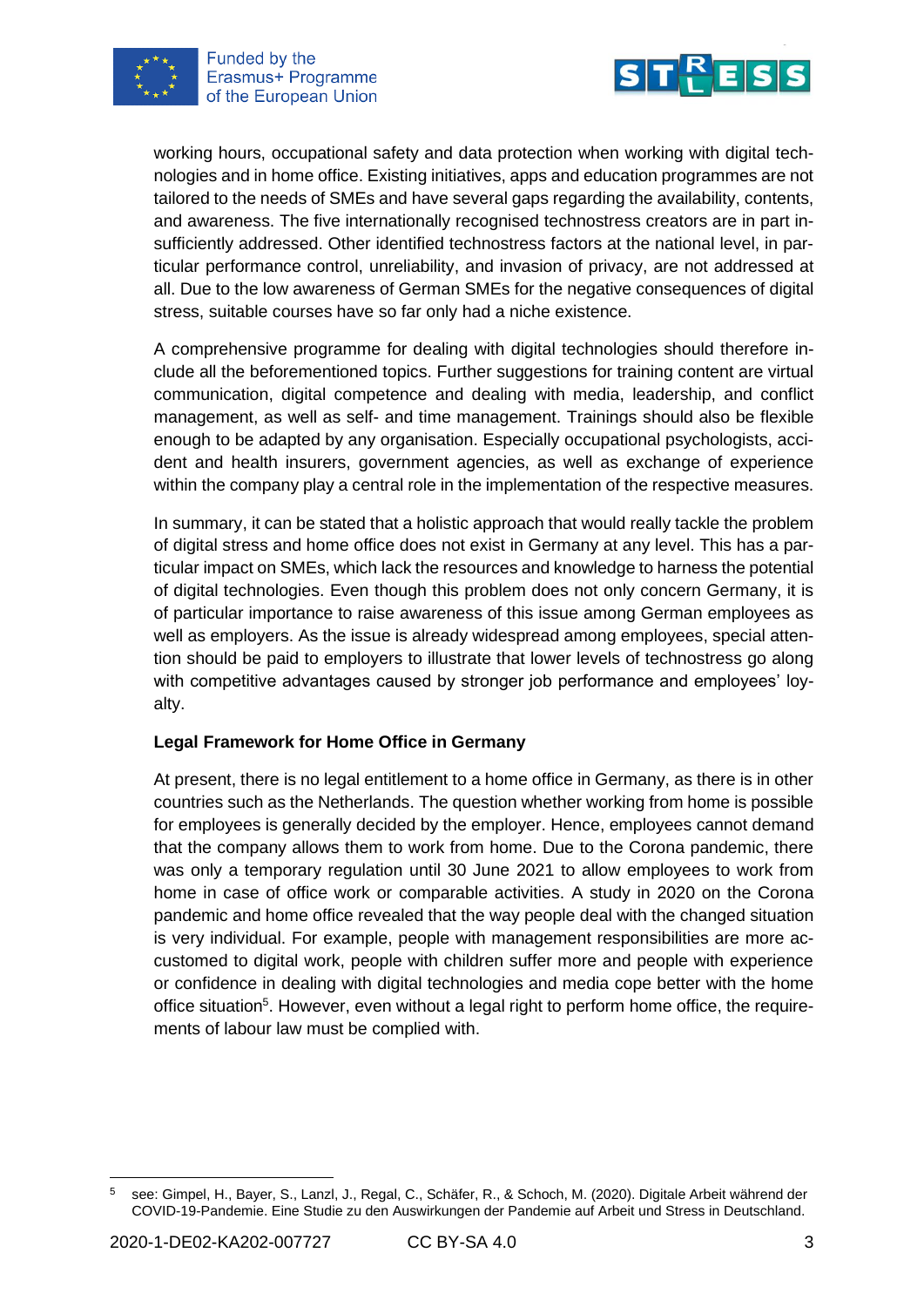working hours, occupational safety and data protection when working with digital technologies and in home office. Existing initiatives, apps and education programmes are not tailored to the needs of SMEs and have several gaps regarding the availability, contents, and awareness. The five internationally recognised technostress creators are in part insufficiently addressed. Other identified technostress factors at the national level, in particular performance control, unreliability, and invasion of privacy, are not addressed at all. Due to the low awareness of German SMEs for the negative consequences of digital stress, suitable courses have so far only had a niche existence.

A comprehensive programme for dealing with digital technologies should therefore include all the beforementioned topics. Further suggestions for training content are virtual communication, digital competence and dealing with media, leadership, and conflict management, as well as self- and time management. Trainings should also be flexible enough to be adapted by any organisation. Especially occupational psychologists, accident and health insurers, government agencies, as well as exchange of experience within the company play a central role in the implementation of the respective measures.

In summary, it can be stated that a holistic approach that would really tackle the problem of digital stress and home office does not exist in Germany at any level. This has a particular impact on SMEs, which lack the resources and knowledge to harness the potential of digital technologies. Even though this problem does not only concern Germany, it is of particular importance to raise awareness of this issue among German employees as well as employers. As the issue is already widespread among employees, special attention should be paid to employers to illustrate that lower levels of technostress go along with competitive advantages caused by stronger job performance and employees' loyalty.

**Legal Framework for Home Office in Germany**

At present, there is no legal entitlement to a home office in Germany, as there is in other countries such as the Netherlands. The question whether working from home is possible for employees is generally decided by the employer. Hence, employees cannot demand that the company allows them to work from home. Due to the Corona pandemic, there was only a temporary regulation until 30 June 2021 to allow employees to work from home in case of office work or comparable activities. A study in 2020 on the Corona pandemic and home office revealed that the way people deal with the changed situation is very individual. For example, people with management responsibilities are more accustomed to digital work, people with children suffer more and people with experience or confidence in dealing with digital technologies and media cope better with the home office situation[5]. However, even without a legal right to perform home office, the requirements of labour law must be complied with.

[5] see: Gimpel, H., Bayer, S., Lanzl, J., Regal, C., Schäfer, R., & Schoch, M. (2020). Digitale Arbeit während der COVID-19-Pandemie. Eine Studie zu den Auswirkungen der Pandemie auf Arbeit und Stress in Deutschland.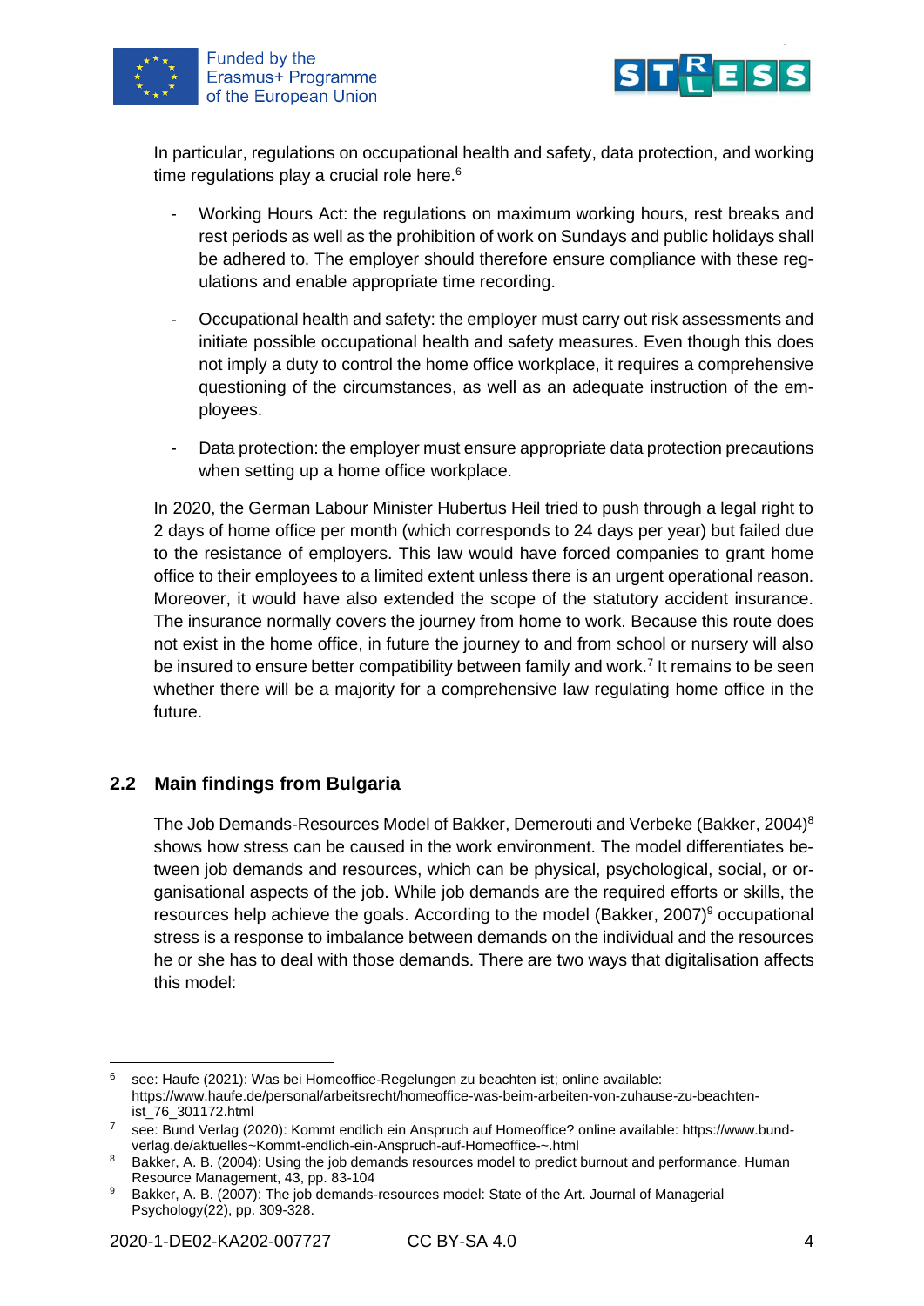In particular, regulations on occupational health and safety, data protection, and working time regulations play a crucial role here.[6]

- Working Hours Act: the regulations on maximum working hours, rest breaks and rest periods as well as the prohibition of work on Sundays and public holidays shall be adhered to. The employer should therefore ensure compliance with these regulations and enable appropriate time recording.
- Occupational health and safety: the employer must carry out risk assessments and initiate possible occupational health and safety measures. Even though this does not imply a duty to control the home office workplace, it requires a comprehensive questioning of the circumstances, as well as an adequate instruction of the employees.
- Data protection: the employer must ensure appropriate data protection precautions when setting up a home office workplace.

In 2020, the German Labour Minister Hubertus Heil tried to push through a legal right to 2 days of home office per month (which corresponds to 24 days per year) but failed due to the resistance of employers. This law would have forced companies to grant home office to their employees to a limited extent unless there is an urgent operational reason. Moreover, it would have also extended the scope of the statutory accident insurance. The insurance normally covers the journey from home to work. Because this route does not exist in the home office, in future the journey to and from school or nursery will also be insured to ensure better compatibility between family and work.[7] It remains to be seen whether there will be a majority for a comprehensive law regulating home office in the future.

## 2.2 Main findings from Bulgaria

The Job Demands-Resources Model of Bakker, Demerouti and Verbeke (Bakker, 2004)[8] shows how stress can be caused in the work environment. The model differentiates between job demands and resources, which can be physical, psychological, social, or organisational aspects of the job. While job demands are the required efforts or skills, the resources help achieve the goals. According to the model (Bakker, 2007)[9] occupational stress is a response to imbalance between demands on the individual and the resources he or she has to deal with those demands. There are two ways that digitalisation affects this model:

---

[6] see: Haufe (2021): Was bei Homeoffice-Regelungen zu beachten ist; online available: https://www.haufe.de/personal/arbeitsrecht/homeoffice-was-beim-arbeiten-von-zuhause-zu-beachten-ist_76_301172.html

[7] see: Bund Verlag (2020): Kommt endlich ein Anspruch auf Homeoffice? online available: https://www.bund-verlag.de/aktuelles~Kommt-endlich-ein-Anspruch-auf-Homeoffice-~.html

[8] Bakker, A. B. (2004): Using the job demands resources model to predict burnout and performance. Human Resource Management, 43, pp. 83-104

[9] Bakker, A. B. (2007): The job demands-resources model: State of the Art. Journal of Managerial Psychology(22), pp. 309-328.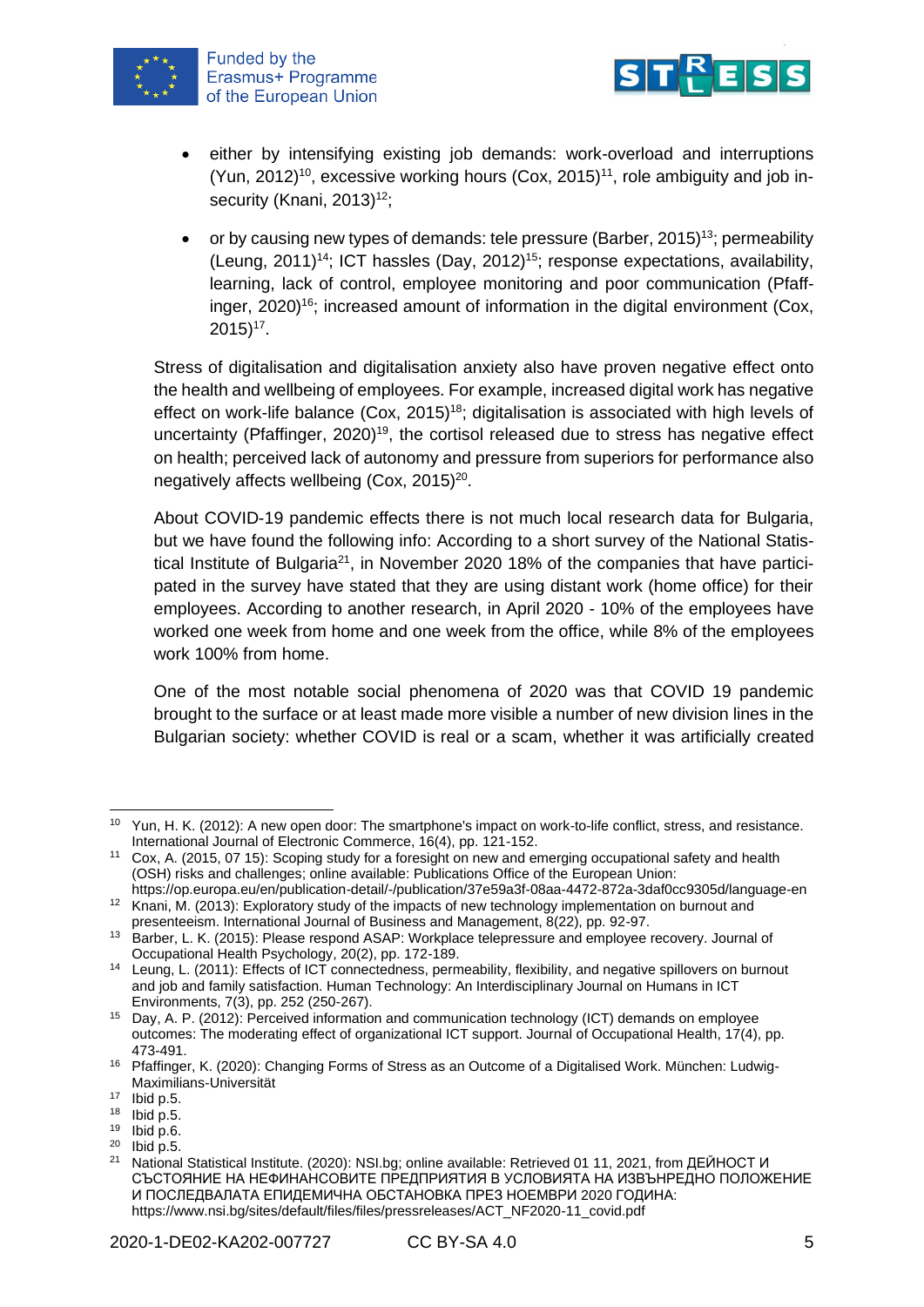- either by intensifying existing job demands: work-overload and interruptions (Yun, 2012)[10], excessive working hours (Cox, 2015)[11], role ambiguity and job insecurity (Knani, 2013)[12];
- or by causing new types of demands: tele pressure (Barber, 2015)[13]; permeability (Leung, 2011)[14]; ICT hassles (Day, 2012)[15]; response expectations, availability, learning, lack of control, employee monitoring and poor communication (Pfaffinger, 2020)[16]; increased amount of information in the digital environment (Cox, 2015)[17].

Stress of digitalisation and digitalisation anxiety also have proven negative effect onto the health and wellbeing of employees. For example, increased digital work has negative effect on work-life balance (Cox, 2015)[18]; digitalisation is associated with high levels of uncertainty (Pfaffinger, 2020)[19], the cortisol released due to stress has negative effect on health; perceived lack of autonomy and pressure from superiors for performance also negatively affects wellbeing (Cox, 2015)[20].

About COVID-19 pandemic effects there is not much local research data for Bulgaria, but we have found the following info: According to a short survey of the National Statistical Institute of Bulgaria[21], in November 2020 18% of the companies that have participated in the survey have stated that they are using distant work (home office) for their employees. According to another research, in April 2020 - 10% of the employees have worked one week from home and one week from the office, while 8% of the employees work 100% from home.

One of the most notable social phenomena of 2020 was that COVID 19 pandemic brought to the surface or at least made more visible a number of new division lines in the Bulgarian society: whether COVID is real or a scam, whether it was artificially created

---

[10] Yun, H. K. (2012): A new open door: The smartphone's impact on work-to-life conflict, stress, and resistance. International Journal of Electronic Commerce, 16(4), pp. 121-152.

[11] Cox, A. (2015, 07 15): Scoping study for a foresight on new and emerging occupational safety and health (OSH) risks and challenges; online available: Publications Office of the European Union: https://op.europa.eu/en/publication-detail/-/publication/37e59a3f-08aa-4472-872a-3daf0cc9305d/language-en

[12] Knani, M. (2013): Exploratory study of the impacts of new technology implementation on burnout and presenteeism. International Journal of Business and Management, 8(22), pp. 92-97.

[13] Barber, L. K. (2015): Please respond ASAP: Workplace telepressure and employee recovery. Journal of Occupational Health Psychology, 20(2), pp. 172-189.

[14] Leung, L. (2011): Effects of ICT connectedness, permeability, flexibility, and negative spillovers on burnout and job and family satisfaction. Human Technology: An Interdisciplinary Journal on Humans in ICT Environments, 7(3), pp. 252 (250-267).

[15] Day, A. P. (2012): Perceived information and communication technology (ICT) demands on employee outcomes: The moderating effect of organizational ICT support. Journal of Occupational Health, 17(4), pp. 473-491.

[16] Pfaffinger, K. (2020): Changing Forms of Stress as an Outcome of a Digitalised Work. München: Ludwig-Maximilians-Universität

[17] Ibid p.5.

[18] Ibid p.5.

[19] Ibid p.6.

[20] Ibid p.5.

[21] National Statistical Institute. (2020): NSI.bg; online available: Retrieved 01 11, 2021, from ДЕЙНОСТ И СЪСТОЯНИЕ НА НЕФИНАНСОВИТЕ ПРЕДПРИЯТИЯ В УСЛОВИЯТА НА ИЗВЪНРЕДНО ПОЛОЖЕНИЕ И ПОСЛЕДВАЛАТА ЕПИДЕМИЧНА ОБСТАНОВКА ПРЕЗ НОЕМВРИ 2020 ГОДИНА: https://www.nsi.bg/sites/default/files/files/pressreleases/ACT_NF2020-11_covid.pdf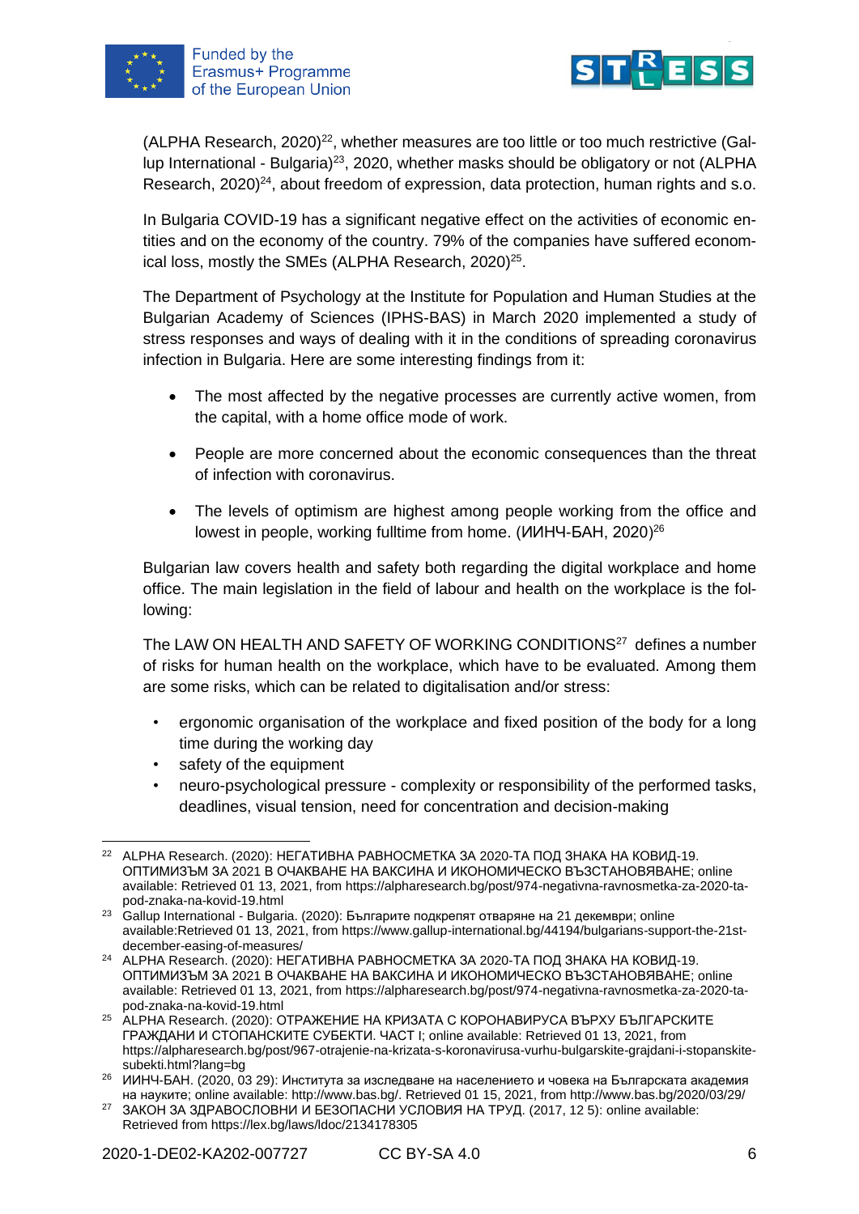(ALPHA Research, 2020)[22], whether measures are too little or too much restrictive (Gallup International - Bulgaria)[23], 2020, whether masks should be obligatory or not (ALPHA Research, 2020)[24], about freedom of expression, data protection, human rights and s.o.

In Bulgaria COVID-19 has a significant negative effect on the activities of economic entities and on the economy of the country. 79% of the companies have suffered economical loss, mostly the SMEs (ALPHA Research, 2020)[25].

The Department of Psychology at the Institute for Population and Human Studies at the Bulgarian Academy of Sciences (IPHS-BAS) in March 2020 implemented a study of stress responses and ways of dealing with it in the conditions of spreading coronavirus infection in Bulgaria. Here are some interesting findings from it:

- The most affected by the negative processes are currently active women, from the capital, with a home office mode of work.
- People are more concerned about the economic consequences than the threat of infection with coronavirus.
- The levels of optimism are highest among people working from the office and lowest in people, working fulltime from home. (ИИНЧ-БАН, 2020)[26]

Bulgarian law covers health and safety both regarding the digital workplace and home office. The main legislation in the field of labour and health on the workplace is the following:

The LAW ON HEALTH AND SAFETY OF WORKING CONDITIONS[27] defines a number of risks for human health on the workplace, which have to be evaluated. Among them are some risks, which can be related to digitalisation and/or stress:

- ergonomic organisation of the workplace and fixed position of the body for a long time during the working day
- safety of the equipment
- neuro-psychological pressure - complexity or responsibility of the performed tasks, deadlines, visual tension, need for concentration and decision-making

---

[22] ALPHA Research. (2020): НЕГАТИВНА РАВНОСМЕТКА ЗА 2020-ТА ПОД ЗНАКА НА КОВИД-19. ОПТИМИЗЪМ ЗА 2021 В ОЧАКВАНЕ НА ВАКСИНА И ИКОНОМИЧЕСКО ВЪЗСТАНОВЯВАНЕ; online available: Retrieved 01 13, 2021, from https://alpharesearch.bg/post/974-negativna-ravnosmetka-za-2020-ta-pod-znaka-na-kovid-19.html

[23] Gallup International - Bulgaria. (2020): Българите подкрепят отваряне на 21 декември; online available:Retrieved 01 13, 2021, from https://www.gallup-international.bg/44194/bulgarians-support-the-21st-december-easing-of-measures/

[24] ALPHA Research. (2020): НЕГАТИВНА РАВНОСМЕТКА ЗА 2020-ТА ПОД ЗНАКА НА КОВИД-19. ОПТИМИЗЪМ ЗА 2021 В ОЧАКВАНЕ НА ВАКСИНА И ИКОНОМИЧЕСКО ВЪЗСТАНОВЯВАНЕ; online available: Retrieved 01 13, 2021, from https://alpharesearch.bg/post/974-negativna-ravnosmetka-za-2020-ta-pod-znaka-na-kovid-19.html

[25] ALPHA Research. (2020): ОТРАЖЕНИЕ НА КРИЗАТА С КОРОНАВИРУСА ВЪРХУ БЪЛГАРСКИТЕ ГРАЖДАНИ И СТОПАНСКИТЕ СУБЕКТИ. ЧАСТ I; online available: Retrieved 01 13, 2021, from https://alpharesearch.bg/post/967-otrajenie-na-krizata-s-koronavirusa-vurhu-bulgarskite-grajdani-i-stopanskite-subekti.html?lang=bg

[26] ИИНЧ-БАН. (2020, 03 29): Института за изследване на населението и човека на Българската академия на науките; online available: http://www.bas.bg/. Retrieved 01 15, 2021, from http://www.bas.bg/2020/03/29/

[27] ЗАКОН ЗА ЗДРАВОСЛОВНИ И БЕЗОПАСНИ УСЛОВИЯ НА ТРУД. (2017, 12 5): online available: Retrieved from https://lex.bg/laws/ldoc/2134178305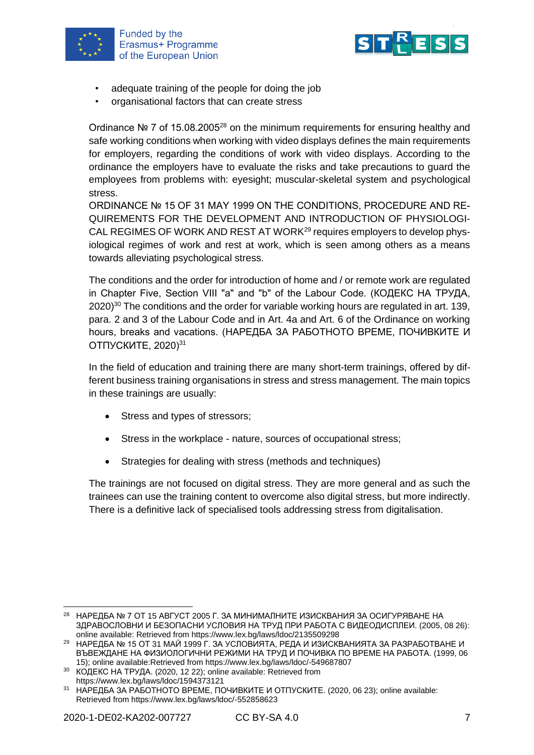- adequate training of the people for doing the job
- organisational factors that can create stress

Ordinance № 7 of 15.08.2005[28] on the minimum requirements for ensuring healthy and safe working conditions when working with video displays defines the main requirements for employers, regarding the conditions of work with video displays. According to the ordinance the employers have to evaluate the risks and take precautions to guard the employees from problems with: eyesight; muscular-skeletal system and psychological stress.
ORDINANCE № 15 OF 31 MAY 1999 ON THE CONDITIONS, PROCEDURE AND REQUIREMENTS FOR THE DEVELOPMENT AND INTRODUCTION OF PHYSIOLOGICAL REGIMES OF WORK AND REST AT WORK[29] requires employers to develop physiological regimes of work and rest at work, which is seen among others as a means towards alleviating psychological stress.

The conditions and the order for introduction of home and / or remote work are regulated in Chapter Five, Section VIII "a" and "b" of the Labour Code. (КОДЕКС НА ТРУДА, 2020)[30] The conditions and the order for variable working hours are regulated in art. 139, para. 2 and 3 of the Labour Code and in Art. 4a and Art. 6 of the Ordinance on working hours, breaks and vacations. (НАРЕДБА ЗА РАБОТНОТО ВРЕМЕ, ПОЧИВКИТЕ И ОТПУСКИТЕ, 2020)[31]

In the field of education and training there are many short-term trainings, offered by different business training organisations in stress and stress management. The main topics in these trainings are usually:

- Stress and types of stressors;
- Stress in the workplace - nature, sources of occupational stress;
- Strategies for dealing with stress (methods and techniques)

The trainings are not focused on digital stress. They are more general and as such the trainees can use the training content to overcome also digital stress, but more indirectly. There is a definitive lack of specialised tools addressing stress from digitalisation.

---

[28] НАРЕДБА № 7 ОТ 15 АВГУСТ 2005 Г. ЗА МИНИМАЛНИТЕ ИЗИСКВАНИЯ ЗА ОСИГУРЯВАНЕ НА ЗДРАВОСЛОВНИ И БЕЗОПАСНИ УСЛОВИЯ НА ТРУД ПРИ РАБОТА С ВИДЕОДИСПЛЕИ. (2005, 08 26): online available: Retrieved from https://www.lex.bg/laws/ldoc/2135509298

[29] НАРЕДБА № 15 ОТ 31 МАЙ 1999 Г. ЗА УСЛОВИЯТА, РЕДА И ИЗИСКВАНИЯТА ЗА РАЗРАБОТВАНЕ И ВЪВЕЖДАНЕ НА ФИЗИОЛОГИЧНИ РЕЖИМИ НА ТРУД И ПОЧИВКА ПО ВРЕМЕ НА РАБОТА. (1999, 06 15); online available:Retrieved from https://www.lex.bg/laws/ldoc/-549687807

[30] КОДЕКС НА ТРУДА. (2020, 12 22); online available: Retrieved from https://www.lex.bg/laws/ldoc/1594373121

[31] НАРЕДБА ЗА РАБОТНОТО ВРЕМЕ, ПОЧИВКИТЕ И ОТПУСКИТЕ. (2020, 06 23); online available: Retrieved from https://www.lex.bg/laws/ldoc/-552858623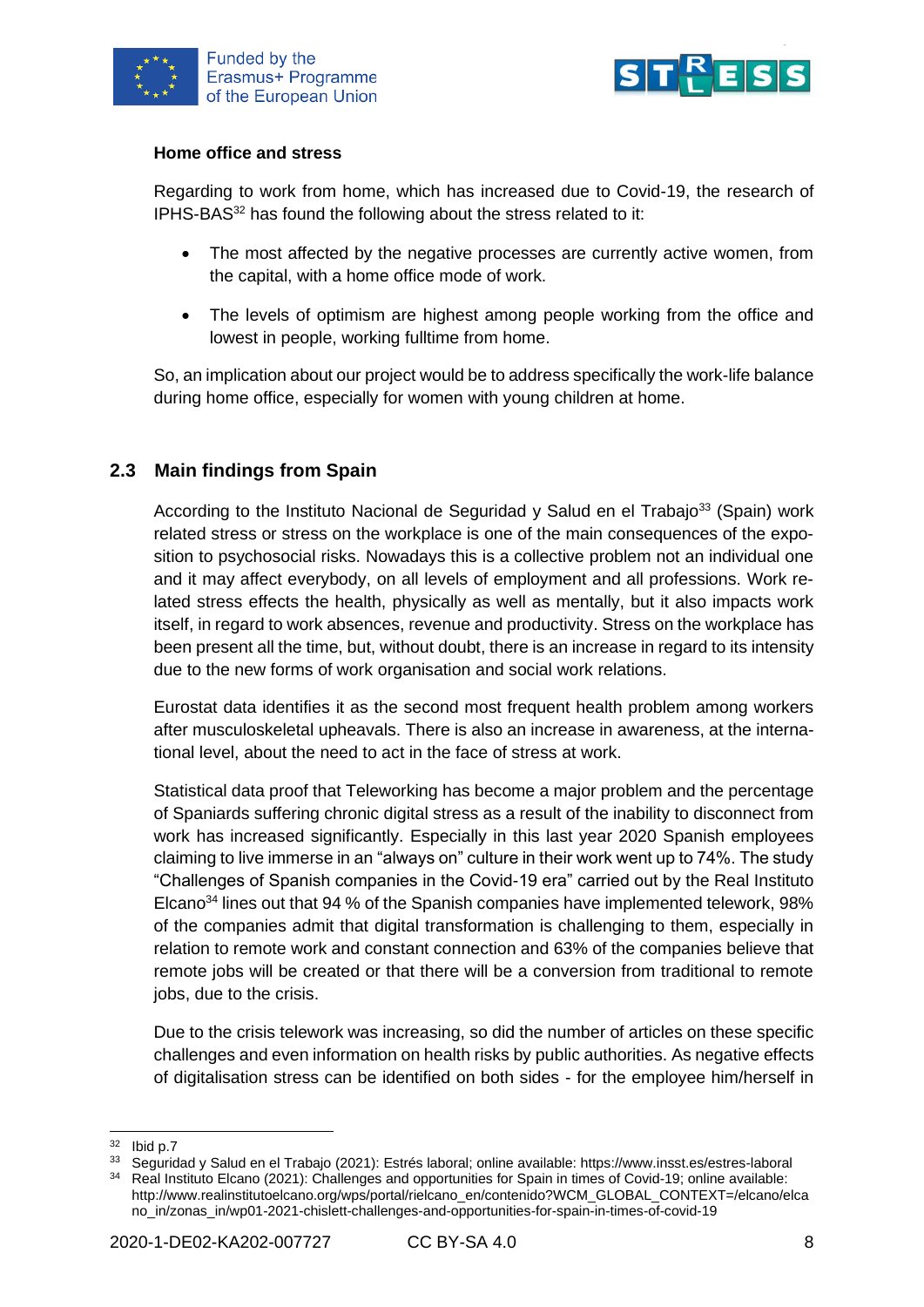**Home office and stress**

Regarding to work from home, which has increased due to Covid-19, the research of IPHS-BAS[32] has found the following about the stress related to it:

- The most affected by the negative processes are currently active women, from the capital, with a home office mode of work.
- The levels of optimism are highest among people working from the office and lowest in people, working fulltime from home.

So, an implication about our project would be to address specifically the work-life balance during home office, especially for women with young children at home.

## 2.3 Main findings from Spain

According to the Instituto Nacional de Seguridad y Salud en el Trabajo[33] (Spain) work related stress or stress on the workplace is one of the main consequences of the exposition to psychosocial risks. Nowadays this is a collective problem not an individual one and it may affect everybody, on all levels of employment and all professions. Work related stress effects the health, physically as well as mentally, but it also impacts work itself, in regard to work absences, revenue and productivity. Stress on the workplace has been present all the time, but, without doubt, there is an increase in regard to its intensity due to the new forms of work organisation and social work relations.

Eurostat data identifies it as the second most frequent health problem among workers after musculoskeletal upheavals. There is also an increase in awareness, at the international level, about the need to act in the face of stress at work.

Statistical data proof that Teleworking has become a major problem and the percentage of Spaniards suffering chronic digital stress as a result of the inability to disconnect from work has increased significantly. Especially in this last year 2020 Spanish employees claiming to live immerse in an "always on" culture in their work went up to 74%. The study "Challenges of Spanish companies in the Covid-19 era" carried out by the Real Instituto Elcano[34] lines out that 94 % of the Spanish companies have implemented telework, 98% of the companies admit that digital transformation is challenging to them, especially in relation to remote work and constant connection and 63% of the companies believe that remote jobs will be created or that there will be a conversion from traditional to remote jobs, due to the crisis.

Due to the crisis telework was increasing, so did the number of articles on these specific challenges and even information on health risks by public authorities. As negative effects of digitalisation stress can be identified on both sides - for the employee him/herself in

---

[32] Ibid p.7

[33] Seguridad y Salud en el Trabajo (2021): Estrés laboral; online available: https://www.insst.es/estres-laboral

[34] Real Instituto Elcano (2021): Challenges and opportunities for Spain in times of Covid-19; online available: http://www.realinstitutoelcano.org/wps/portal/rielcano_en/contenido?WCM_GLOBAL_CONTEXT=/elcano/elcano_in/zonas_in/wp01-2021-chislett-challenges-and-opportunities-for-spain-in-times-of-covid-19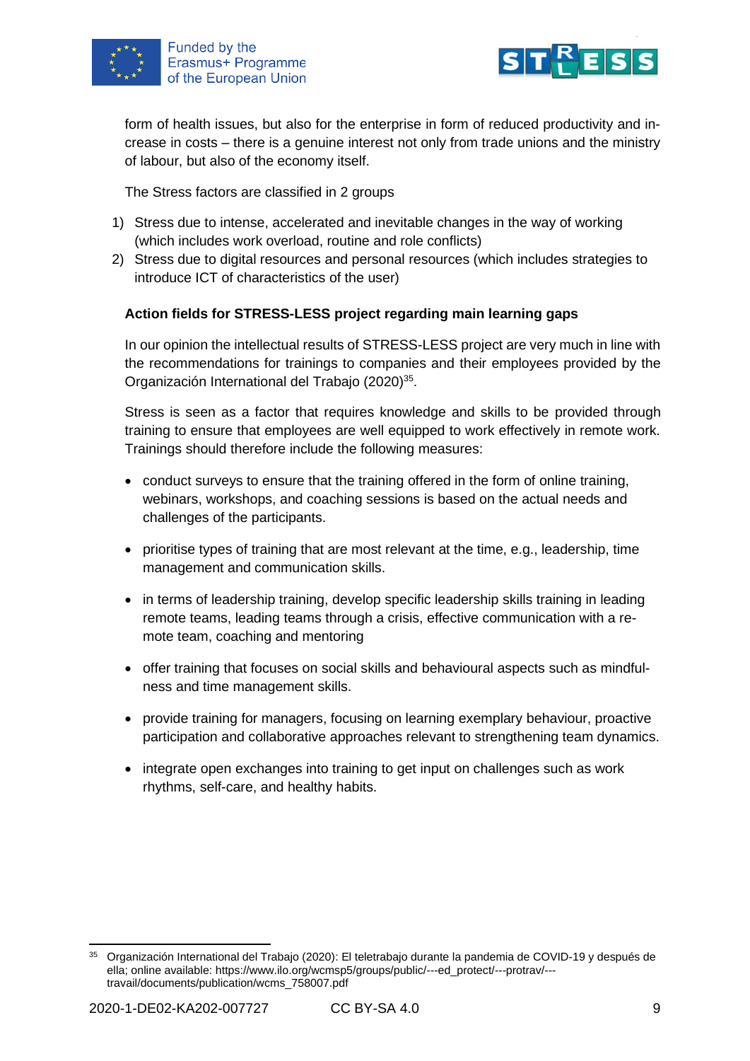form of health issues, but also for the enterprise in form of reduced productivity and increase in costs – there is a genuine interest not only from trade unions and the ministry of labour, but also of the economy itself.

The Stress factors are classified in 2 groups

1) Stress due to intense, accelerated and inevitable changes in the way of working (which includes work overload, routine and role conflicts)
2) Stress due to digital resources and personal resources (which includes strategies to introduce ICT of characteristics of the user)

**Action fields for STRESS-LESS project regarding main learning gaps**

In our opinion the intellectual results of STRESS-LESS project are very much in line with the recommendations for trainings to companies and their employees provided by the Organización International del Trabajo (2020)[35].

Stress is seen as a factor that requires knowledge and skills to be provided through training to ensure that employees are well equipped to work effectively in remote work. Trainings should therefore include the following measures:

- conduct surveys to ensure that the training offered in the form of online training, webinars, workshops, and coaching sessions is based on the actual needs and challenges of the participants.
- prioritise types of training that are most relevant at the time, e.g., leadership, time management and communication skills.
- in terms of leadership training, develop specific leadership skills training in leading remote teams, leading teams through a crisis, effective communication with a remote team, coaching and mentoring
- offer training that focuses on social skills and behavioural aspects such as mindfulness and time management skills.
- provide training for managers, focusing on learning exemplary behaviour, proactive participation and collaborative approaches relevant to strengthening team dynamics.
- integrate open exchanges into training to get input on challenges such as work rhythms, self-care, and healthy habits.

[35] Organización International del Trabajo (2020): El teletrabajo durante la pandemia de COVID-19 y después de ella; online available: https://www.ilo.org/wcmsp5/groups/public/---ed_protect/---protrav/---travail/documents/publication/wcms_758007.pdf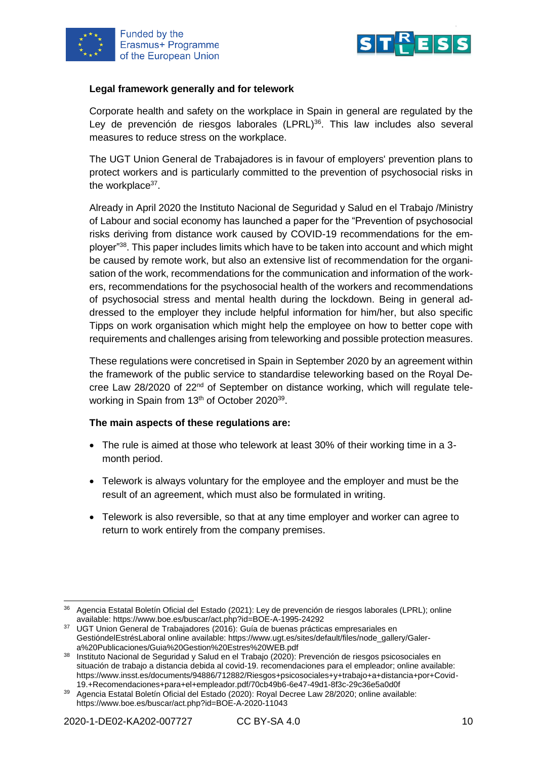**Legal framework generally and for telework**

Corporate health and safety on the workplace in Spain in general are regulated by the Ley de prevención de riesgos laborales (LPRL)[36]. This law includes also several measures to reduce stress on the workplace.

The UGT Union General de Trabajadores is in favour of employers' prevention plans to protect workers and is particularly committed to the prevention of psychosocial risks in the workplace[37].

Already in April 2020 the Instituto Nacional de Seguridad y Salud en el Trabajo /Ministry of Labour and social economy has launched a paper for the "Prevention of psychosocial risks deriving from distance work caused by COVID-19 recommendations for the employer"[38]. This paper includes limits which have to be taken into account and which might be caused by remote work, but also an extensive list of recommendation for the organisation of the work, recommendations for the communication and information of the workers, recommendations for the psychosocial health of the workers and recommendations of psychosocial stress and mental health during the lockdown. Being in general addressed to the employer they include helpful information for him/her, but also specific Tipps on work organisation which might help the employee on how to better cope with requirements and challenges arising from teleworking and possible protection measures.

These regulations were concretised in Spain in September 2020 by an agreement within the framework of the public service to standardise teleworking based on the Royal Decree Law 28/2020 of 22nd of September on distance working, which will regulate teleworking in Spain from 13th of October 2020[39].

**The main aspects of these regulations are:**

- The rule is aimed at those who telework at least 30% of their working time in a 3-month period.
- Telework is always voluntary for the employee and the employer and must be the result of an agreement, which must also be formulated in writing.
- Telework is also reversible, so that at any time employer and worker can agree to return to work entirely from the company premises.

---

[36] Agencia Estatal Boletín Oficial del Estado (2021): Ley de prevención de riesgos laborales (LPRL); online available: https://www.boe.es/buscar/act.php?id=BOE-A-1995-24292

[37] UGT Union General de Trabajadores (2016): Guía de buenas prácticas empresariales en GestióndelEstrésLaboral online available: https://www.ugt.es/sites/default/files/node_gallery/Galer-a%20Publicaciones/Guia%20Gestion%20Estres%20WEB.pdf

[38] Instituto Nacional de Seguridad y Salud en el Trabajo (2020): Prevención de riesgos psicosociales en situación de trabajo a distancia debida al covid-19. recomendaciones para el empleador; online available: https://www.insst.es/documents/94886/712882/Riesgos+psicosociales+y+trabajo+a+distancia+por+Covid-19.+Recomendaciones+para+el+empleador.pdf/70cb49b6-6e47-49d1-8f3c-29c36e5a0d0f

[39] Agencia Estatal Boletín Oficial del Estado (2020): Royal Decree Law 28/2020; online available: https://www.boe.es/buscar/act.php?id=BOE-A-2020-11043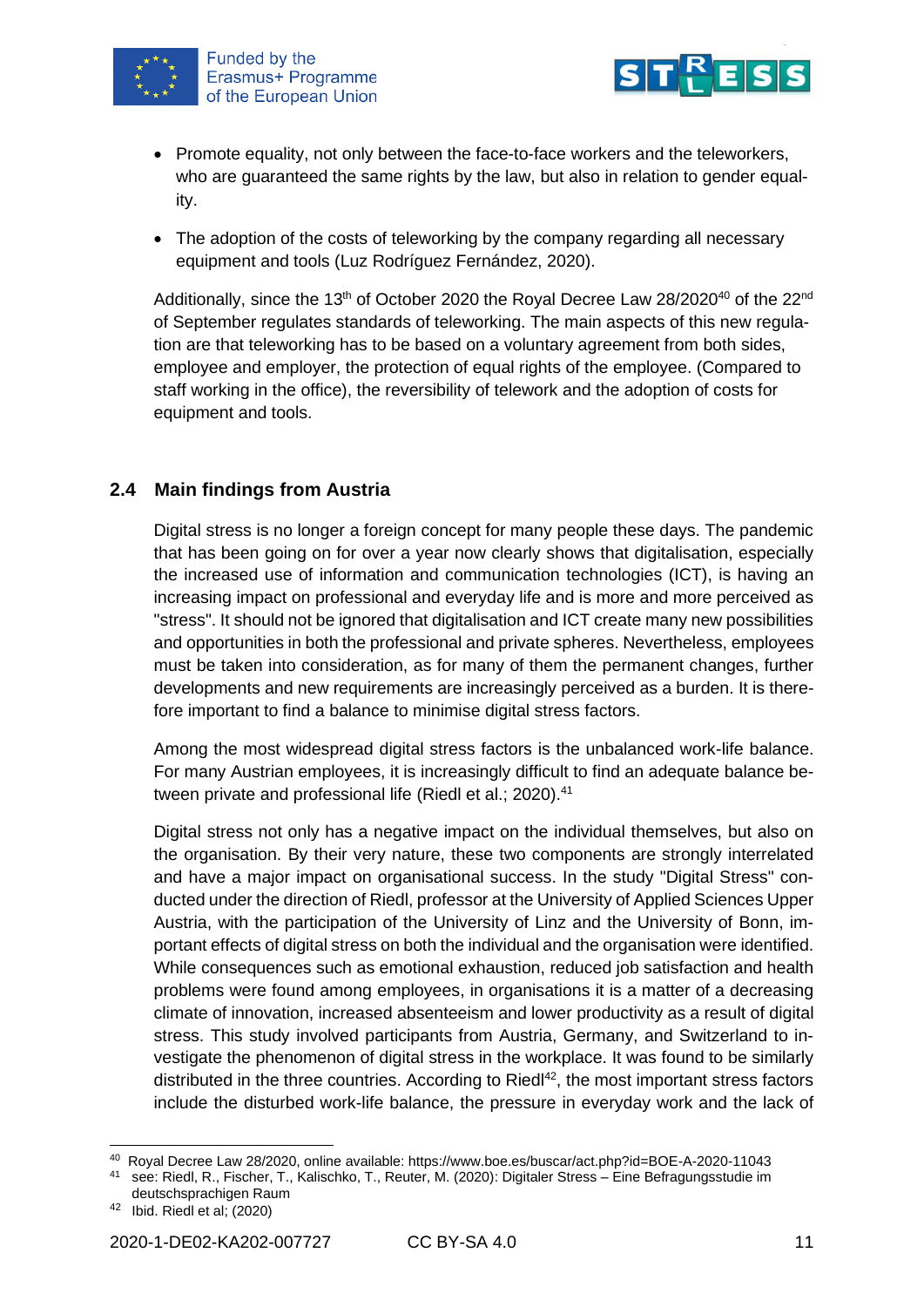- Promote equality, not only between the face-to-face workers and the teleworkers, who are guaranteed the same rights by the law, but also in relation to gender equality.
- The adoption of the costs of teleworking by the company regarding all necessary equipment and tools (Luz Rodríguez Fernández, 2020).

Additionally, since the 13th of October 2020 the Royal Decree Law 28/2020[40] of the 22nd of September regulates standards of teleworking. The main aspects of this new regulation are that teleworking has to be based on a voluntary agreement from both sides, employee and employer, the protection of equal rights of the employee. (Compared to staff working in the office), the reversibility of telework and the adoption of costs for equipment and tools.

## 2.4 Main findings from Austria

Digital stress is no longer a foreign concept for many people these days. The pandemic that has been going on for over a year now clearly shows that digitalisation, especially the increased use of information and communication technologies (ICT), is having an increasing impact on professional and everyday life and is more and more perceived as "stress". It should not be ignored that digitalisation and ICT create many new possibilities and opportunities in both the professional and private spheres. Nevertheless, employees must be taken into consideration, as for many of them the permanent changes, further developments and new requirements are increasingly perceived as a burden. It is therefore important to find a balance to minimise digital stress factors.

Among the most widespread digital stress factors is the unbalanced work-life balance. For many Austrian employees, it is increasingly difficult to find an adequate balance between private and professional life (Riedl et al.; 2020).[41]

Digital stress not only has a negative impact on the individual themselves, but also on the organisation. By their very nature, these two components are strongly interrelated and have a major impact on organisational success. In the study "Digital Stress" conducted under the direction of Riedl, professor at the University of Applied Sciences Upper Austria, with the participation of the University of Linz and the University of Bonn, important effects of digital stress on both the individual and the organisation were identified. While consequences such as emotional exhaustion, reduced job satisfaction and health problems were found among employees, in organisations it is a matter of a decreasing climate of innovation, increased absenteeism and lower productivity as a result of digital stress. This study involved participants from Austria, Germany, and Switzerland to investigate the phenomenon of digital stress in the workplace. It was found to be similarly distributed in the three countries. According to Riedl[42], the most important stress factors include the disturbed work-life balance, the pressure in everyday work and the lack of

---

[40] Royal Decree Law 28/2020, online available: https://www.boe.es/buscar/act.php?id=BOE-A-2020-11043

[41] see: Riedl, R., Fischer, T., Kalischko, T., Reuter, M. (2020): Digitaler Stress – Eine Befragungsstudie im deutschsprachigen Raum

[42] Ibid. Riedl et al; (2020)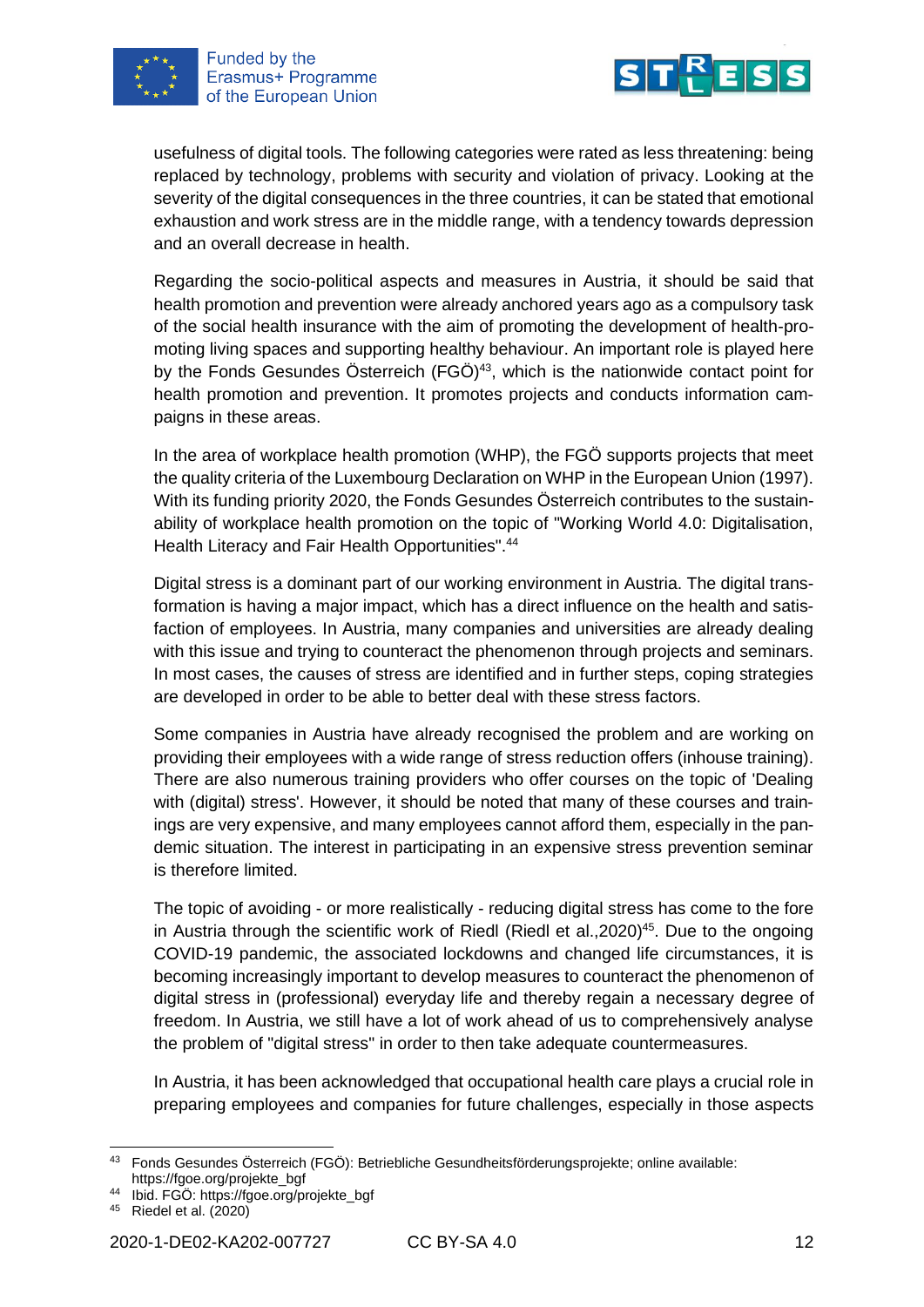usefulness of digital tools. The following categories were rated as less threatening: being replaced by technology, problems with security and violation of privacy. Looking at the severity of the digital consequences in the three countries, it can be stated that emotional exhaustion and work stress are in the middle range, with a tendency towards depression and an overall decrease in health.

Regarding the socio-political aspects and measures in Austria, it should be said that health promotion and prevention were already anchored years ago as a compulsory task of the social health insurance with the aim of promoting the development of health-promoting living spaces and supporting healthy behaviour. An important role is played here by the Fonds Gesundes Österreich (FGÖ)[43], which is the nationwide contact point for health promotion and prevention. It promotes projects and conducts information campaigns in these areas.

In the area of workplace health promotion (WHP), the FGÖ supports projects that meet the quality criteria of the Luxembourg Declaration on WHP in the European Union (1997). With its funding priority 2020, the Fonds Gesundes Österreich contributes to the sustainability of workplace health promotion on the topic of "Working World 4.0: Digitalisation, Health Literacy and Fair Health Opportunities".[44]

Digital stress is a dominant part of our working environment in Austria. The digital transformation is having a major impact, which has a direct influence on the health and satisfaction of employees. In Austria, many companies and universities are already dealing with this issue and trying to counteract the phenomenon through projects and seminars. In most cases, the causes of stress are identified and in further steps, coping strategies are developed in order to be able to better deal with these stress factors.

Some companies in Austria have already recognised the problem and are working on providing their employees with a wide range of stress reduction offers (inhouse training). There are also numerous training providers who offer courses on the topic of 'Dealing with (digital) stress'. However, it should be noted that many of these courses and trainings are very expensive, and many employees cannot afford them, especially in the pandemic situation. The interest in participating in an expensive stress prevention seminar is therefore limited.

The topic of avoiding - or more realistically - reducing digital stress has come to the fore in Austria through the scientific work of Riedl (Riedl et al.,2020)[45]. Due to the ongoing COVID-19 pandemic, the associated lockdowns and changed life circumstances, it is becoming increasingly important to develop measures to counteract the phenomenon of digital stress in (professional) everyday life and thereby regain a necessary degree of freedom. In Austria, we still have a lot of work ahead of us to comprehensively analyse the problem of "digital stress" in order to then take adequate countermeasures.

In Austria, it has been acknowledged that occupational health care plays a crucial role in preparing employees and companies for future challenges, especially in those aspects

---

[43] Fonds Gesundes Österreich (FGÖ): Betriebliche Gesundheitsförderungsprojekte; online available: https://fgoe.org/projekte_bgf

[44] Ibid. FGÖ: https://fgoe.org/projekte_bgf

[45] Riedel et al. (2020)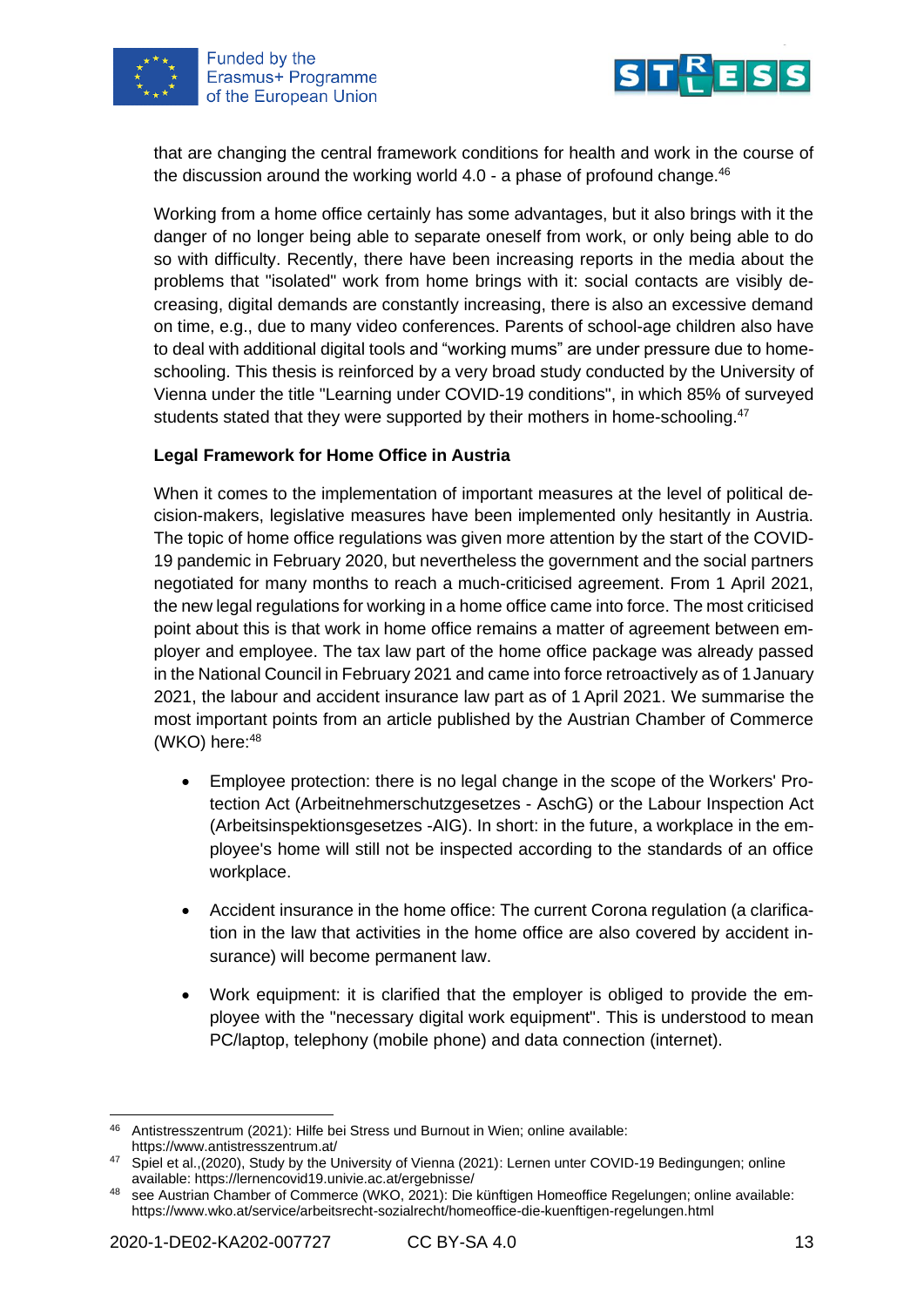that are changing the central framework conditions for health and work in the course of the discussion around the working world 4.0 - a phase of profound change.[46]

Working from a home office certainly has some advantages, but it also brings with it the danger of no longer being able to separate oneself from work, or only being able to do so with difficulty. Recently, there have been increasing reports in the media about the problems that "isolated" work from home brings with it: social contacts are visibly decreasing, digital demands are constantly increasing, there is also an excessive demand on time, e.g., due to many video conferences. Parents of school-age children also have to deal with additional digital tools and “working mums” are under pressure due to home-schooling. This thesis is reinforced by a very broad study conducted by the University of Vienna under the title "Learning under COVID-19 conditions", in which 85% of surveyed students stated that they were supported by their mothers in home-schooling.[47]

**Legal Framework for Home Office in Austria**

When it comes to the implementation of important measures at the level of political decision-makers, legislative measures have been implemented only hesitantly in Austria. The topic of home office regulations was given more attention by the start of the COVID-19 pandemic in February 2020, but nevertheless the government and the social partners negotiated for many months to reach a much-criticised agreement. From 1 April 2021, the new legal regulations for working in a home office came into force. The most criticised point about this is that work in home office remains a matter of agreement between employer and employee. The tax law part of the home office package was already passed in the National Council in February 2021 and came into force retroactively as of 1 January 2021, the labour and accident insurance law part as of 1 April 2021. We summarise the most important points from an article published by the Austrian Chamber of Commerce (WKO) here:[48]

- Employee protection: there is no legal change in the scope of the Workers' Protection Act (Arbeitnehmerschutzgesetzes - AschG) or the Labour Inspection Act (Arbeitsinspektionsgesetzes -AIG). In short: in the future, a workplace in the employee's home will still not be inspected according to the standards of an office workplace.
- Accident insurance in the home office: The current Corona regulation (a clarification in the law that activities in the home office are also covered by accident insurance) will become permanent law.
- Work equipment: it is clarified that the employer is obliged to provide the employee with the "necessary digital work equipment". This is understood to mean PC/laptop, telephony (mobile phone) and data connection (internet).

---

[46] Antistresszentrum (2021): Hilfe bei Stress und Burnout in Wien; online available: https://www.antistresszentrum.at/

[47] Spiel et al.,(2020), Study by the University of Vienna (2021): Lernen unter COVID-19 Bedingungen; online available: https://lernencovid19.univie.ac.at/ergebnisse/

[48] see Austrian Chamber of Commerce (WKO, 2021): Die künftigen Homeoffice Regelungen; online available: https://www.wko.at/service/arbeitsrecht-sozialrecht/homeoffice-die-kuenftigen-regelungen.html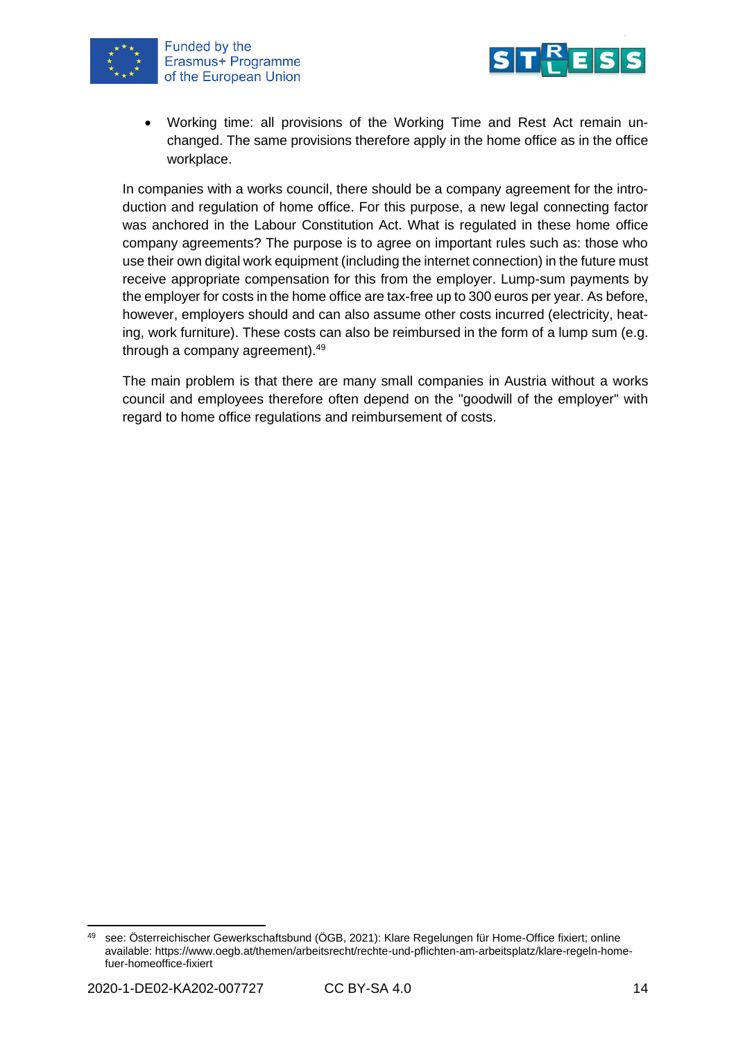- Working time: all provisions of the Working Time and Rest Act remain unchanged. The same provisions therefore apply in the home office as in the office workplace.

In companies with a works council, there should be a company agreement for the introduction and regulation of home office. For this purpose, a new legal connecting factor was anchored in the Labour Constitution Act. What is regulated in these home office company agreements? The purpose is to agree on important rules such as: those who use their own digital work equipment (including the internet connection) in the future must receive appropriate compensation for this from the employer. Lump-sum payments by the employer for costs in the home office are tax-free up to 300 euros per year. As before, however, employers should and can also assume other costs incurred (electricity, heating, work furniture). These costs can also be reimbursed in the form of a lump sum (e.g. through a company agreement).[49]

The main problem is that there are many small companies in Austria without a works council and employees therefore often depend on the "goodwill of the employer" with regard to home office regulations and reimbursement of costs.

[49] see: Österreichischer Gewerkschaftsbund (ÖGB, 2021): Klare Regelungen für Home-Office fixiert; online available: https://www.oegb.at/themen/arbeitsrecht/rechte-und-pflichten-am-arbeitsplatz/klare-regeln-home-fuer-homeoffice-fixiert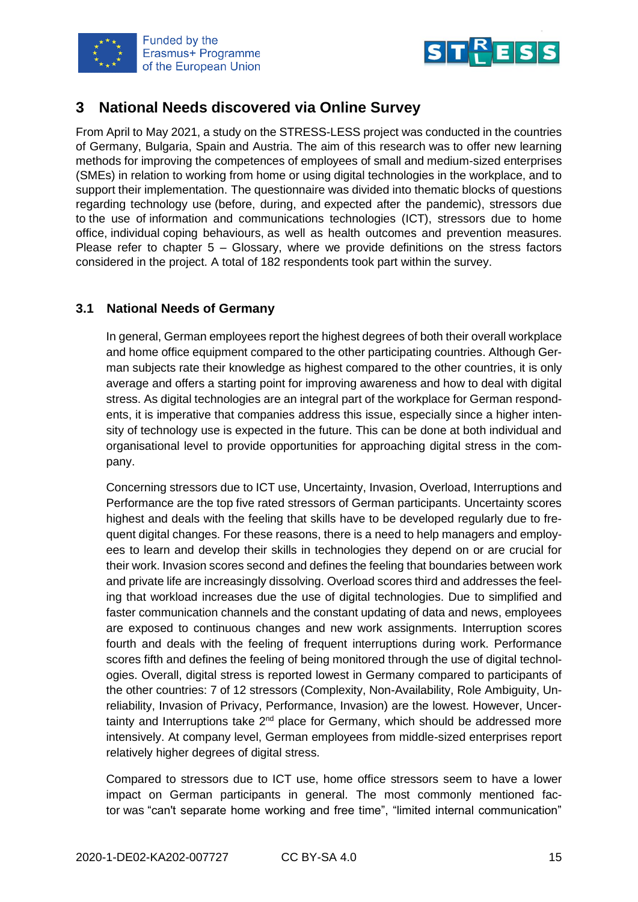# 3 National Needs discovered via Online Survey

From April to May 2021, a study on the STRESS-LESS project was conducted in the countries of Germany, Bulgaria, Spain and Austria. The aim of this research was to offer new learning methods for improving the competences of employees of small and medium-sized enterprises (SMEs) in relation to working from home or using digital technologies in the workplace, and to support their implementation. The questionnaire was divided into thematic blocks of questions regarding technology use (before, during, and expected after the pandemic), stressors due to the use of information and communications technologies (ICT), stressors due to home office, individual coping behaviours, as well as health outcomes and prevention measures. Please refer to chapter 5 – Glossary, where we provide definitions on the stress factors considered in the project. A total of 182 respondents took part within the survey.

## 3.1 National Needs of Germany

In general, German employees report the highest degrees of both their overall workplace and home office equipment compared to the other participating countries. Although German subjects rate their knowledge as highest compared to the other countries, it is only average and offers a starting point for improving awareness and how to deal with digital stress. As digital technologies are an integral part of the workplace for German respondents, it is imperative that companies address this issue, especially since a higher intensity of technology use is expected in the future. This can be done at both individual and organisational level to provide opportunities for approaching digital stress in the company.

Concerning stressors due to ICT use, Uncertainty, Invasion, Overload, Interruptions and Performance are the top five rated stressors of German participants. Uncertainty scores highest and deals with the feeling that skills have to be developed regularly due to frequent digital changes. For these reasons, there is a need to help managers and employees to learn and develop their skills in technologies they depend on or are crucial for their work. Invasion scores second and defines the feeling that boundaries between work and private life are increasingly dissolving. Overload scores third and addresses the feeling that workload increases due the use of digital technologies. Due to simplified and faster communication channels and the constant updating of data and news, employees are exposed to continuous changes and new work assignments. Interruption scores fourth and deals with the feeling of frequent interruptions during work. Performance scores fifth and defines the feeling of being monitored through the use of digital technologies. Overall, digital stress is reported lowest in Germany compared to participants of the other countries: 7 of 12 stressors (Complexity, Non-Availability, Role Ambiguity, Unreliability, Invasion of Privacy, Performance, Invasion) are the lowest. However, Uncertainty and Interruptions take 2nd place for Germany, which should be addressed more intensively. At company level, German employees from middle-sized enterprises report relatively higher degrees of digital stress.

Compared to stressors due to ICT use, home office stressors seem to have a lower impact on German participants in general. The most commonly mentioned factor was "can't separate home working and free time", "limited internal communication"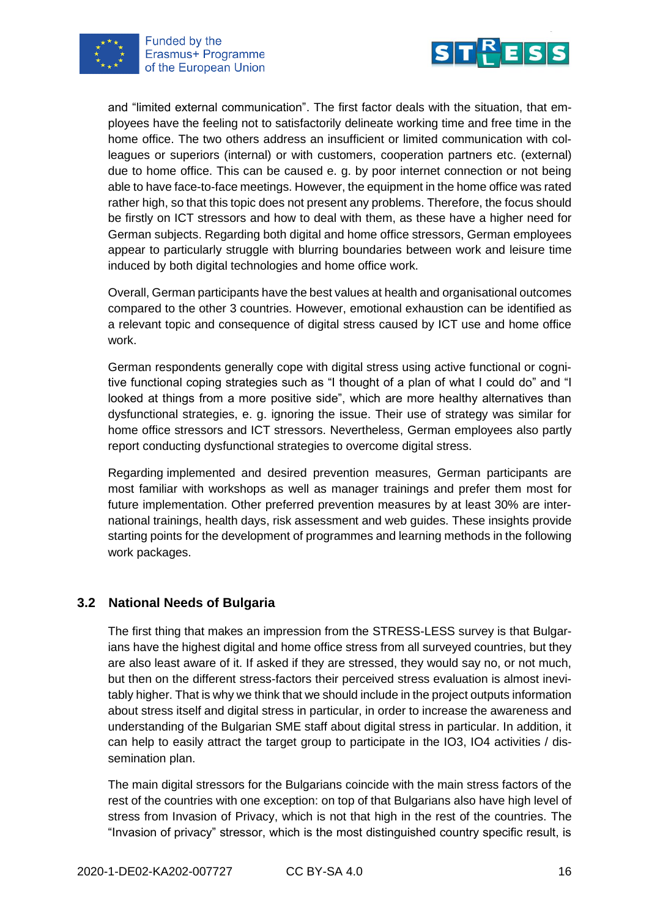and “limited external communication”. The first factor deals with the situation, that employees have the feeling not to satisfactorily delineate working time and free time in the home office. The two others address an insufficient or limited communication with colleagues or superiors (internal) or with customers, cooperation partners etc. (external) due to home office. This can be caused e. g. by poor internet connection or not being able to have face-to-face meetings. However, the equipment in the home office was rated rather high, so that this topic does not present any problems. Therefore, the focus should be firstly on ICT stressors and how to deal with them, as these have a higher need for German subjects. Regarding both digital and home office stressors, German employees appear to particularly struggle with blurring boundaries between work and leisure time induced by both digital technologies and home office work.

Overall, German participants have the best values at health and organisational outcomes compared to the other 3 countries. However, emotional exhaustion can be identified as a relevant topic and consequence of digital stress caused by ICT use and home office work.

German respondents generally cope with digital stress using active functional or cognitive functional coping strategies such as “I thought of a plan of what I could do” and “I looked at things from a more positive side”, which are more healthy alternatives than dysfunctional strategies, e. g. ignoring the issue. Their use of strategy was similar for home office stressors and ICT stressors. Nevertheless, German employees also partly report conducting dysfunctional strategies to overcome digital stress.

Regarding implemented and desired prevention measures, German participants are most familiar with workshops as well as manager trainings and prefer them most for future implementation. Other preferred prevention measures by at least 30% are international trainings, health days, risk assessment and web guides. These insights provide starting points for the development of programmes and learning methods in the following work packages.

## 3.2 National Needs of Bulgaria

The first thing that makes an impression from the STRESS-LESS survey is that Bulgarians have the highest digital and home office stress from all surveyed countries, but they are also least aware of it. If asked if they are stressed, they would say no, or not much, but then on the different stress-factors their perceived stress evaluation is almost inevitably higher. That is why we think that we should include in the project outputs information about stress itself and digital stress in particular, in order to increase the awareness and understanding of the Bulgarian SME staff about digital stress in particular. In addition, it can help to easily attract the target group to participate in the IO3, IO4 activities / dissemination plan.

The main digital stressors for the Bulgarians coincide with the main stress factors of the rest of the countries with one exception: on top of that Bulgarians also have high level of stress from Invasion of Privacy, which is not that high in the rest of the countries. The “Invasion of privacy” stressor, which is the most distinguished country specific result, is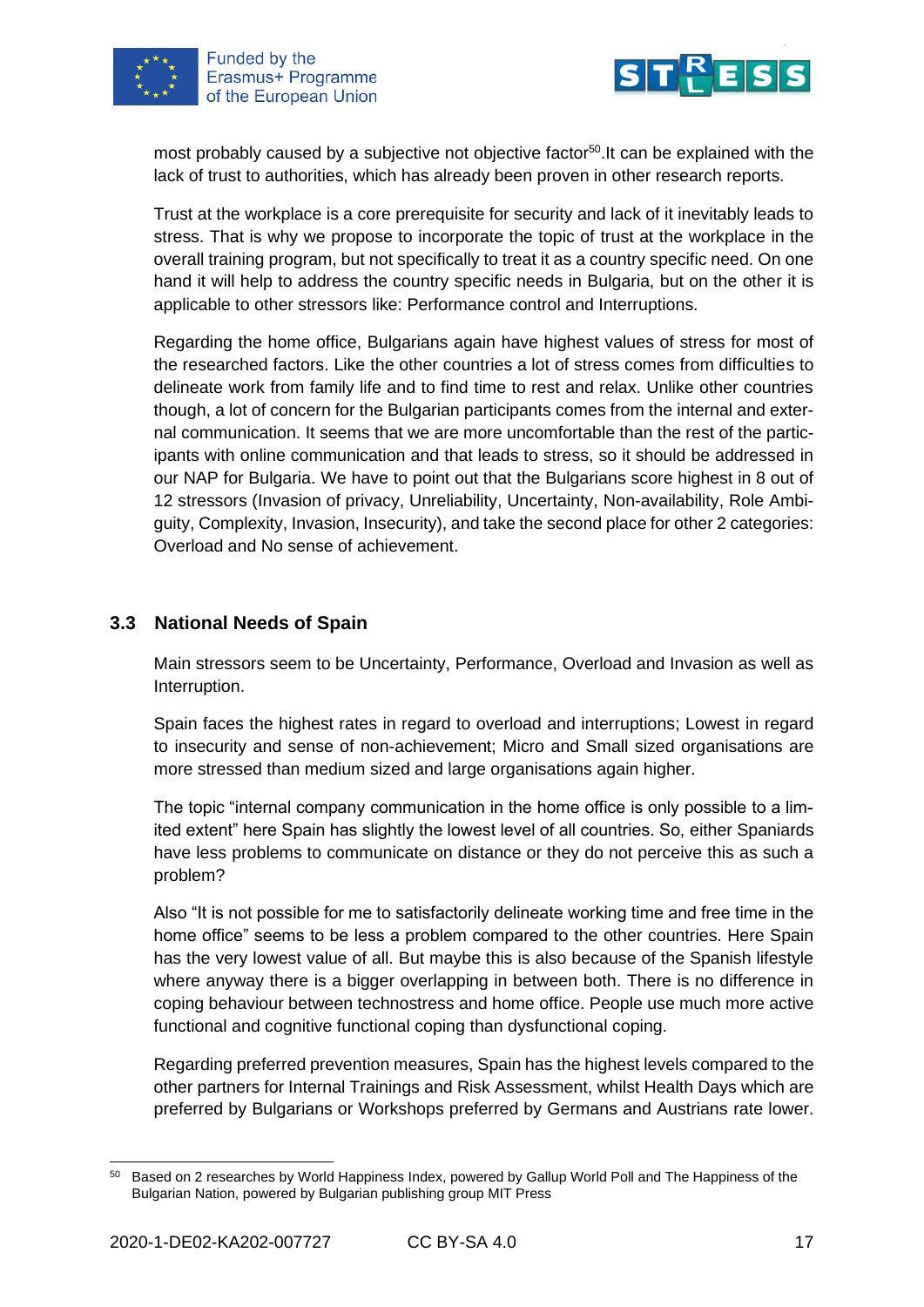most probably caused by a subjective not objective factor[50].It can be explained with the lack of trust to authorities, which has already been proven in other research reports.

Trust at the workplace is a core prerequisite for security and lack of it inevitably leads to stress. That is why we propose to incorporate the topic of trust at the workplace in the overall training program, but not specifically to treat it as a country specific need. On one hand it will help to address the country specific needs in Bulgaria, but on the other it is applicable to other stressors like: Performance control and Interruptions.

Regarding the home office, Bulgarians again have highest values of stress for most of the researched factors. Like the other countries a lot of stress comes from difficulties to delineate work from family life and to find time to rest and relax. Unlike other countries though, a lot of concern for the Bulgarian participants comes from the internal and external communication. It seems that we are more uncomfortable than the rest of the participants with online communication and that leads to stress, so it should be addressed in our NAP for Bulgaria. We have to point out that the Bulgarians score highest in 8 out of 12 stressors (Invasion of privacy, Unreliability, Uncertainty, Non-availability, Role Ambiguity, Complexity, Invasion, Insecurity), and take the second place for other 2 categories: Overload and No sense of achievement.

## 3.3 National Needs of Spain

Main stressors seem to be Uncertainty, Performance, Overload and Invasion as well as Interruption.

Spain faces the highest rates in regard to overload and interruptions; Lowest in regard to insecurity and sense of non-achievement; Micro and Small sized organisations are more stressed than medium sized and large organisations again higher.

The topic "internal company communication in the home office is only possible to a limited extent" here Spain has slightly the lowest level of all countries. So, either Spaniards have less problems to communicate on distance or they do not perceive this as such a problem?

Also "It is not possible for me to satisfactorily delineate working time and free time in the home office" seems to be less a problem compared to the other countries. Here Spain has the very lowest value of all. But maybe this is also because of the Spanish lifestyle where anyway there is a bigger overlapping in between both. There is no difference in coping behaviour between technostress and home office. People use much more active functional and cognitive functional coping than dysfunctional coping.

Regarding preferred prevention measures, Spain has the highest levels compared to the other partners for Internal Trainings and Risk Assessment, whilst Health Days which are preferred by Bulgarians or Workshops preferred by Germans and Austrians rate lower.

---

[50] Based on 2 researches by World Happiness Index, powered by Gallup World Poll and The Happiness of the Bulgarian Nation, powered by Bulgarian publishing group MIT Press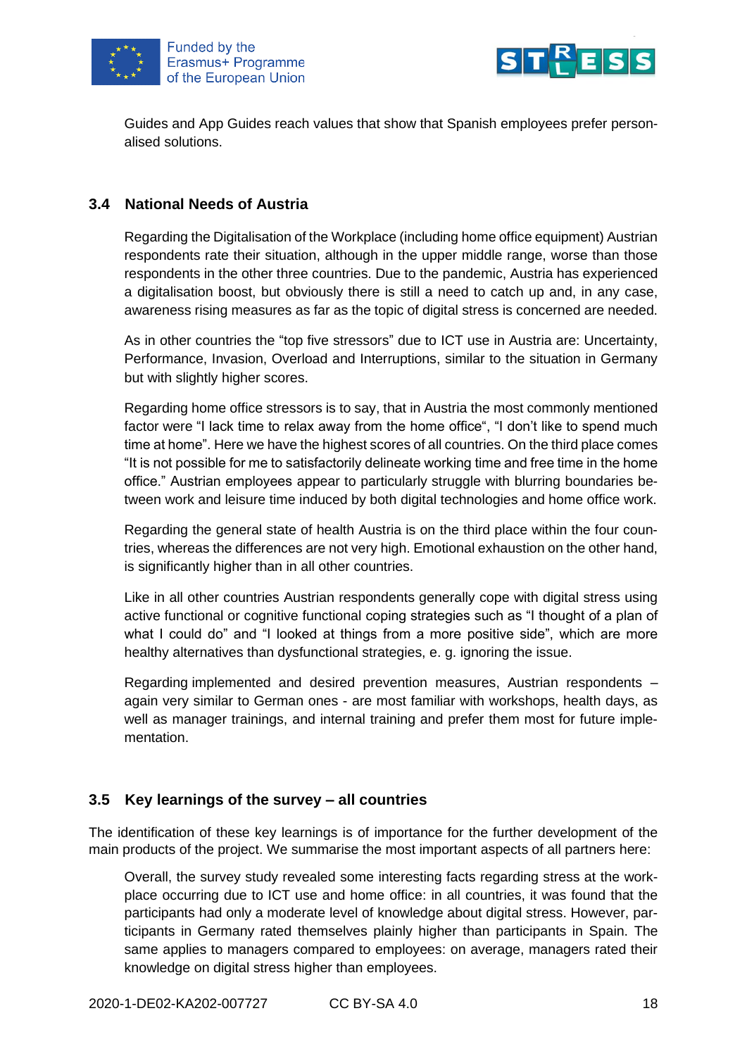Guides and App Guides reach values that show that Spanish employees prefer personalised solutions.

### 3.4 National Needs of Austria

Regarding the Digitalisation of the Workplace (including home office equipment) Austrian respondents rate their situation, although in the upper middle range, worse than those respondents in the other three countries. Due to the pandemic, Austria has experienced a digitalisation boost, but obviously there is still a need to catch up and, in any case, awareness rising measures as far as the topic of digital stress is concerned are needed.

As in other countries the "top five stressors" due to ICT use in Austria are: Uncertainty, Performance, Invasion, Overload and Interruptions, similar to the situation in Germany but with slightly higher scores.

Regarding home office stressors is to say, that in Austria the most commonly mentioned factor were "I lack time to relax away from the home office", "I don't like to spend much time at home". Here we have the highest scores of all countries. On the third place comes "It is not possible for me to satisfactorily delineate working time and free time in the home office." Austrian employees appear to particularly struggle with blurring boundaries between work and leisure time induced by both digital technologies and home office work.

Regarding the general state of health Austria is on the third place within the four countries, whereas the differences are not very high. Emotional exhaustion on the other hand, is significantly higher than in all other countries.

Like in all other countries Austrian respondents generally cope with digital stress using active functional or cognitive functional coping strategies such as "I thought of a plan of what I could do" and "I looked at things from a more positive side", which are more healthy alternatives than dysfunctional strategies, e. g. ignoring the issue.

Regarding implemented and desired prevention measures, Austrian respondents – again very similar to German ones - are most familiar with workshops, health days, as well as manager trainings, and internal training and prefer them most for future implementation.

### 3.5 Key learnings of the survey – all countries

The identification of these key learnings is of importance for the further development of the main products of the project. We summarise the most important aspects of all partners here:

Overall, the survey study revealed some interesting facts regarding stress at the workplace occurring due to ICT use and home office: in all countries, it was found that the participants had only a moderate level of knowledge about digital stress. However, participants in Germany rated themselves plainly higher than participants in Spain. The same applies to managers compared to employees: on average, managers rated their knowledge on digital stress higher than employees.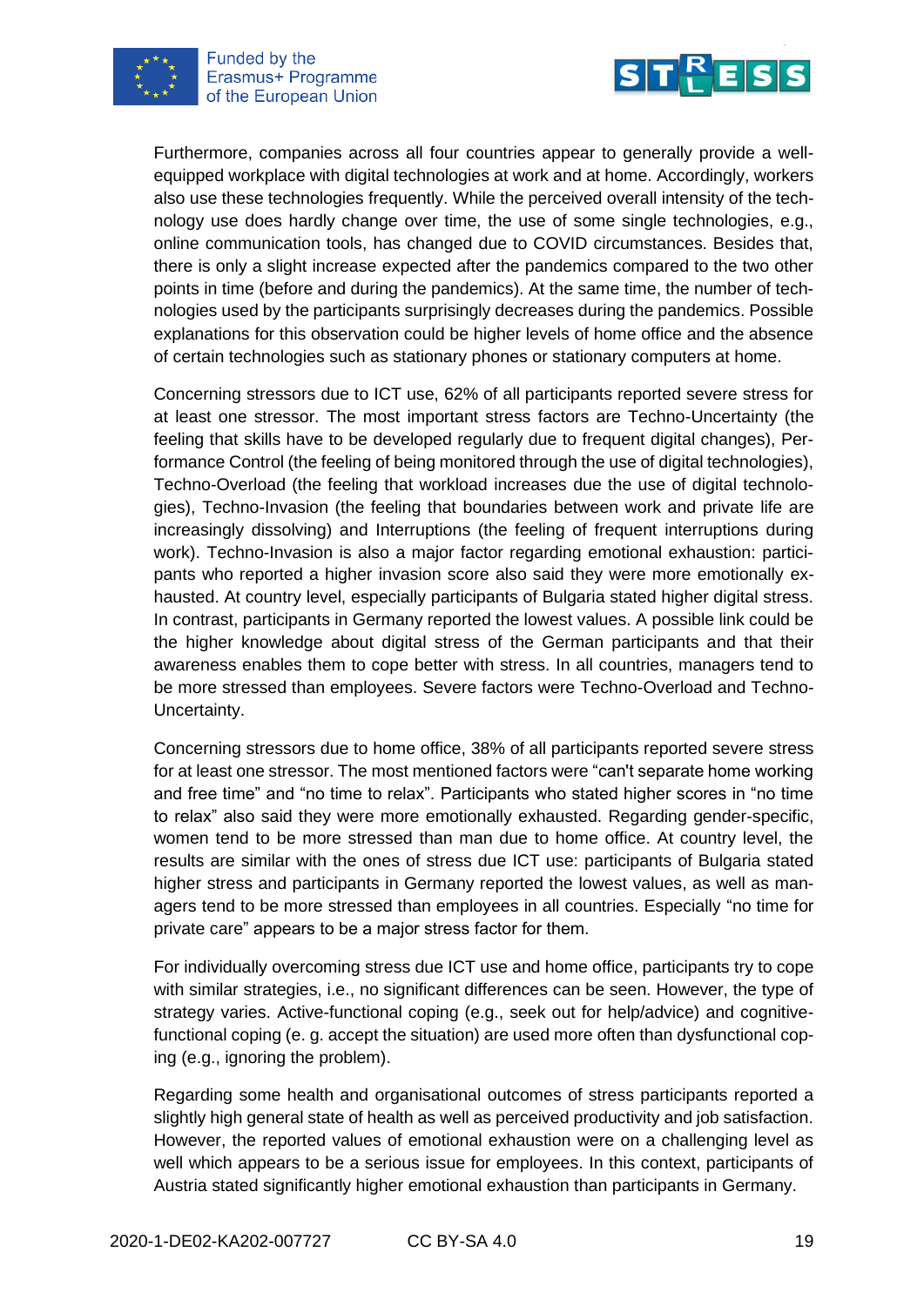Furthermore, companies across all four countries appear to generally provide a well-equipped workplace with digital technologies at work and at home. Accordingly, workers also use these technologies frequently. While the perceived overall intensity of the technology use does hardly change over time, the use of some single technologies, e.g., online communication tools, has changed due to COVID circumstances. Besides that, there is only a slight increase expected after the pandemics compared to the two other points in time (before and during the pandemics). At the same time, the number of technologies used by the participants surprisingly decreases during the pandemics. Possible explanations for this observation could be higher levels of home office and the absence of certain technologies such as stationary phones or stationary computers at home.

Concerning stressors due to ICT use, 62% of all participants reported severe stress for at least one stressor. The most important stress factors are Techno-Uncertainty (the feeling that skills have to be developed regularly due to frequent digital changes), Performance Control (the feeling of being monitored through the use of digital technologies), Techno-Overload (the feeling that workload increases due the use of digital technologies), Techno-Invasion (the feeling that boundaries between work and private life are increasingly dissolving) and Interruptions (the feeling of frequent interruptions during work). Techno-Invasion is also a major factor regarding emotional exhaustion: participants who reported a higher invasion score also said they were more emotionally exhausted. At country level, especially participants of Bulgaria stated higher digital stress. In contrast, participants in Germany reported the lowest values. A possible link could be the higher knowledge about digital stress of the German participants and that their awareness enables them to cope better with stress. In all countries, managers tend to be more stressed than employees. Severe factors were Techno-Overload and Techno-Uncertainty.

Concerning stressors due to home office, 38% of all participants reported severe stress for at least one stressor. The most mentioned factors were “can't separate home working and free time” and “no time to relax”. Participants who stated higher scores in “no time to relax” also said they were more emotionally exhausted. Regarding gender-specific, women tend to be more stressed than man due to home office. At country level, the results are similar with the ones of stress due ICT use: participants of Bulgaria stated higher stress and participants in Germany reported the lowest values, as well as managers tend to be more stressed than employees in all countries. Especially “no time for private care” appears to be a major stress factor for them.

For individually overcoming stress due ICT use and home office, participants try to cope with similar strategies, i.e., no significant differences can be seen. However, the type of strategy varies. Active-functional coping (e.g., seek out for help/advice) and cognitive-functional coping (e. g. accept the situation) are used more often than dysfunctional coping (e.g., ignoring the problem).

Regarding some health and organisational outcomes of stress participants reported a slightly high general state of health as well as perceived productivity and job satisfaction. However, the reported values of emotional exhaustion were on a challenging level as well which appears to be a serious issue for employees. In this context, participants of Austria stated significantly higher emotional exhaustion than participants in Germany.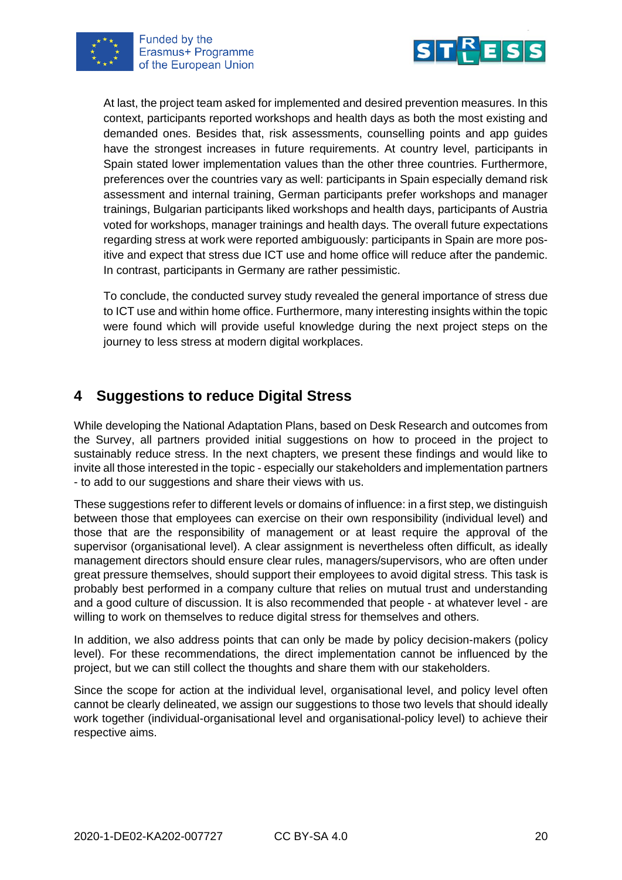At last, the project team asked for implemented and desired prevention measures. In this context, participants reported workshops and health days as both the most existing and demanded ones. Besides that, risk assessments, counselling points and app guides have the strongest increases in future requirements. At country level, participants in Spain stated lower implementation values than the other three countries. Furthermore, preferences over the countries vary as well: participants in Spain especially demand risk assessment and internal training, German participants prefer workshops and manager trainings, Bulgarian participants liked workshops and health days, participants of Austria voted for workshops, manager trainings and health days. The overall future expectations regarding stress at work were reported ambiguously: participants in Spain are more positive and expect that stress due ICT use and home office will reduce after the pandemic. In contrast, participants in Germany are rather pessimistic.

To conclude, the conducted survey study revealed the general importance of stress due to ICT use and within home office. Furthermore, many interesting insights within the topic were found which will provide useful knowledge during the next project steps on the journey to less stress at modern digital workplaces.

# 4 Suggestions to reduce Digital Stress

While developing the National Adaptation Plans, based on Desk Research and outcomes from the Survey, all partners provided initial suggestions on how to proceed in the project to sustainably reduce stress. In the next chapters, we present these findings and would like to invite all those interested in the topic - especially our stakeholders and implementation partners - to add to our suggestions and share their views with us.

These suggestions refer to different levels or domains of influence: in a first step, we distinguish between those that employees can exercise on their own responsibility (individual level) and those that are the responsibility of management or at least require the approval of the supervisor (organisational level). A clear assignment is nevertheless often difficult, as ideally management directors should ensure clear rules, managers/supervisors, who are often under great pressure themselves, should support their employees to avoid digital stress. This task is probably best performed in a company culture that relies on mutual trust and understanding and a good culture of discussion. It is also recommended that people - at whatever level - are willing to work on themselves to reduce digital stress for themselves and others.

In addition, we also address points that can only be made by policy decision-makers (policy level). For these recommendations, the direct implementation cannot be influenced by the project, but we can still collect the thoughts and share them with our stakeholders.

Since the scope for action at the individual level, organisational level, and policy level often cannot be clearly delineated, we assign our suggestions to those two levels that should ideally work together (individual-organisational level and organisational-policy level) to achieve their respective aims.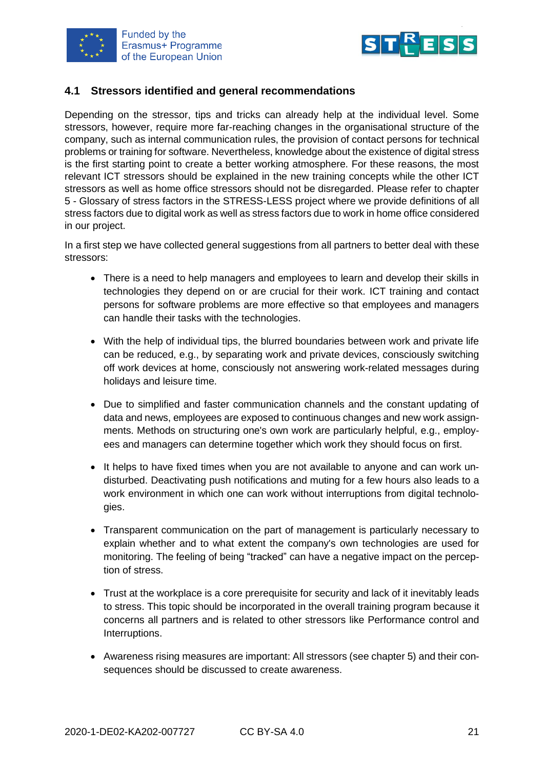## 4.1 Stressors identified and general recommendations

Depending on the stressor, tips and tricks can already help at the individual level. Some stressors, however, require more far-reaching changes in the organisational structure of the company, such as internal communication rules, the provision of contact persons for technical problems or training for software. Nevertheless, knowledge about the existence of digital stress is the first starting point to create a better working atmosphere. For these reasons, the most relevant ICT stressors should be explained in the new training concepts while the other ICT stressors as well as home office stressors should not be disregarded. Please refer to chapter 5 - Glossary of stress factors in the STRESS-LESS project where we provide definitions of all stress factors due to digital work as well as stress factors due to work in home office considered in our project.

In a first step we have collected general suggestions from all partners to better deal with these stressors:

- There is a need to help managers and employees to learn and develop their skills in technologies they depend on or are crucial for their work. ICT training and contact persons for software problems are more effective so that employees and managers can handle their tasks with the technologies.
- With the help of individual tips, the blurred boundaries between work and private life can be reduced, e.g., by separating work and private devices, consciously switching off work devices at home, consciously not answering work-related messages during holidays and leisure time.
- Due to simplified and faster communication channels and the constant updating of data and news, employees are exposed to continuous changes and new work assignments. Methods on structuring one's own work are particularly helpful, e.g., employees and managers can determine together which work they should focus on first.
- It helps to have fixed times when you are not available to anyone and can work undisturbed. Deactivating push notifications and muting for a few hours also leads to a work environment in which one can work without interruptions from digital technologies.
- Transparent communication on the part of management is particularly necessary to explain whether and to what extent the company's own technologies are used for monitoring. The feeling of being "tracked" can have a negative impact on the perception of stress.
- Trust at the workplace is a core prerequisite for security and lack of it inevitably leads to stress. This topic should be incorporated in the overall training program because it concerns all partners and is related to other stressors like Performance control and Interruptions.
- Awareness rising measures are important: All stressors (see chapter 5) and their consequences should be discussed to create awareness.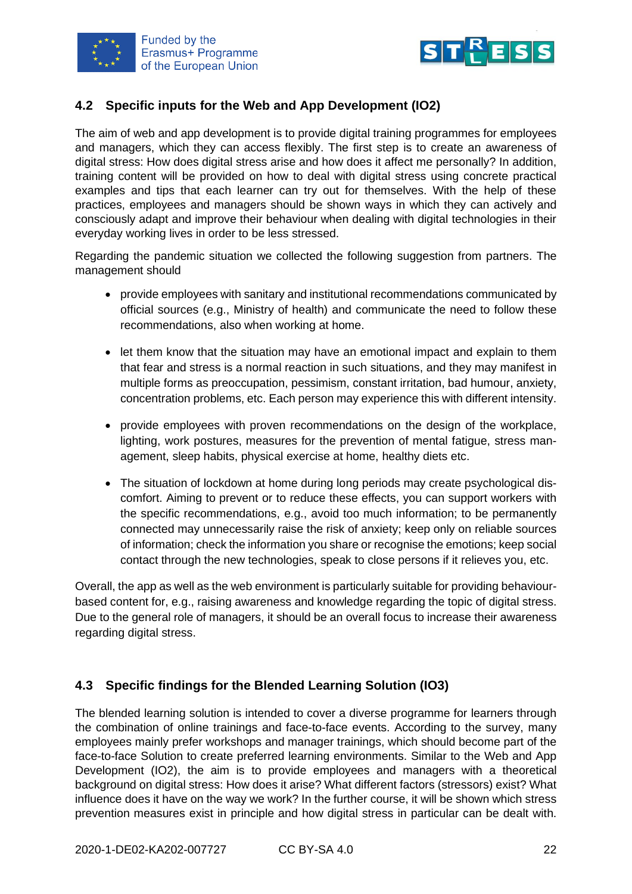## 4.2 Specific inputs for the Web and App Development (IO2)

The aim of web and app development is to provide digital training programmes for employees and managers, which they can access flexibly. The first step is to create an awareness of digital stress: How does digital stress arise and how does it affect me personally? In addition, training content will be provided on how to deal with digital stress using concrete practical examples and tips that each learner can try out for themselves. With the help of these practices, employees and managers should be shown ways in which they can actively and consciously adapt and improve their behaviour when dealing with digital technologies in their everyday working lives in order to be less stressed.

Regarding the pandemic situation we collected the following suggestion from partners. The management should

- provide employees with sanitary and institutional recommendations communicated by official sources (e.g., Ministry of health) and communicate the need to follow these recommendations, also when working at home.
- let them know that the situation may have an emotional impact and explain to them that fear and stress is a normal reaction in such situations, and they may manifest in multiple forms as preoccupation, pessimism, constant irritation, bad humour, anxiety, concentration problems, etc. Each person may experience this with different intensity.
- provide employees with proven recommendations on the design of the workplace, lighting, work postures, measures for the prevention of mental fatigue, stress management, sleep habits, physical exercise at home, healthy diets etc.
- The situation of lockdown at home during long periods may create psychological discomfort. Aiming to prevent or to reduce these effects, you can support workers with the specific recommendations, e.g., avoid too much information; to be permanently connected may unnecessarily raise the risk of anxiety; keep only on reliable sources of information; check the information you share or recognise the emotions; keep social contact through the new technologies, speak to close persons if it relieves you, etc.

Overall, the app as well as the web environment is particularly suitable for providing behaviour-based content for, e.g., raising awareness and knowledge regarding the topic of digital stress. Due to the general role of managers, it should be an overall focus to increase their awareness regarding digital stress.

## 4.3 Specific findings for the Blended Learning Solution (IO3)

The blended learning solution is intended to cover a diverse programme for learners through the combination of online trainings and face-to-face events. According to the survey, many employees mainly prefer workshops and manager trainings, which should become part of the face-to-face Solution to create preferred learning environments. Similar to the Web and App Development (IO2), the aim is to provide employees and managers with a theoretical background on digital stress: How does it arise? What different factors (stressors) exist? What influence does it have on the way we work? In the further course, it will be shown which stress prevention measures exist in principle and how digital stress in particular can be dealt with.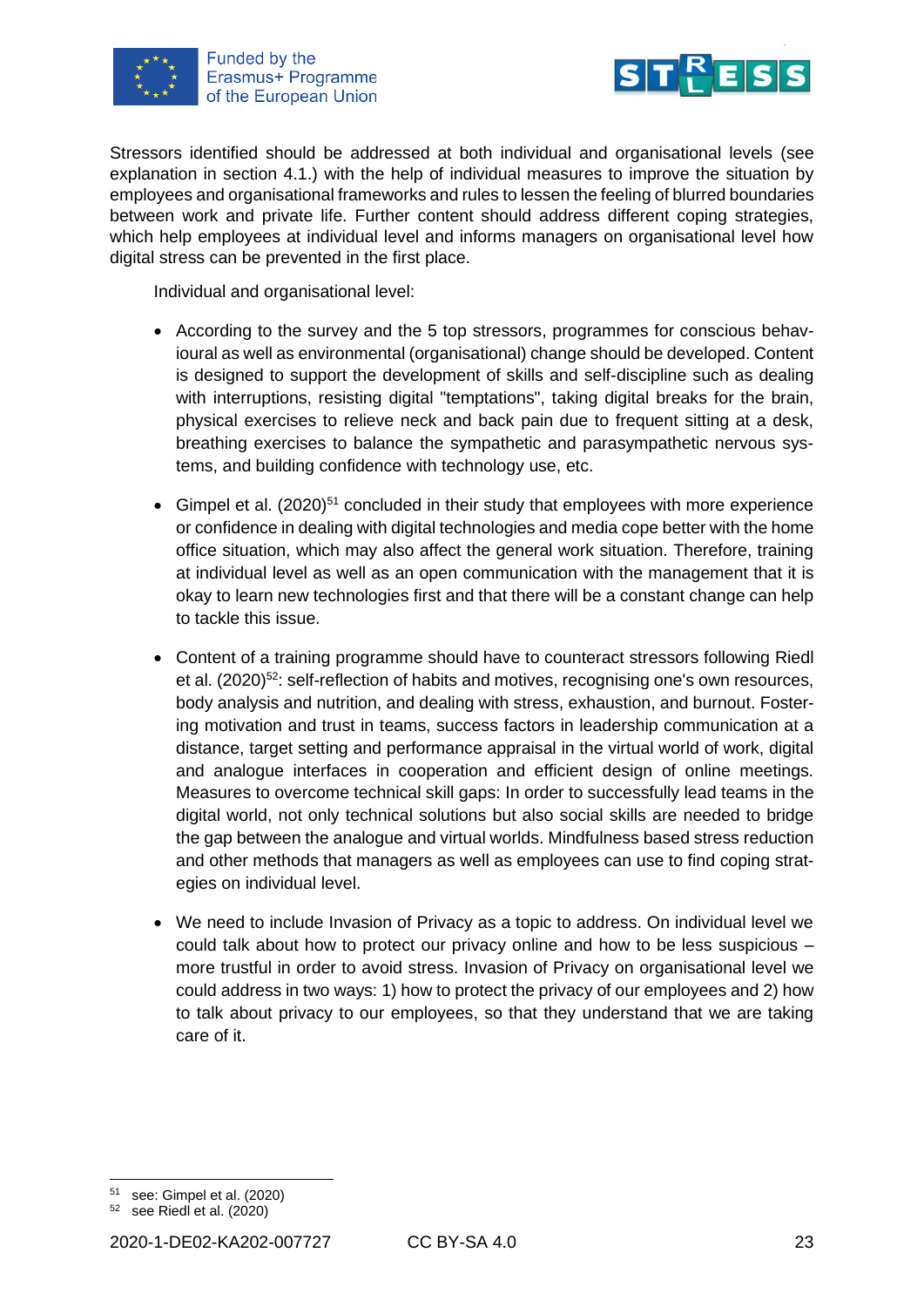Stressors identified should be addressed at both individual and organisational levels (see explanation in section 4.1.) with the help of individual measures to improve the situation by employees and organisational frameworks and rules to lessen the feeling of blurred boundaries between work and private life. Further content should address different coping strategies, which help employees at individual level and informs managers on organisational level how digital stress can be prevented in the first place.

Individual and organisational level:

- According to the survey and the 5 top stressors, programmes for conscious behavioural as well as environmental (organisational) change should be developed. Content is designed to support the development of skills and self-discipline such as dealing with interruptions, resisting digital "temptations", taking digital breaks for the brain, physical exercises to relieve neck and back pain due to frequent sitting at a desk, breathing exercises to balance the sympathetic and parasympathetic nervous systems, and building confidence with technology use, etc.

- Gimpel et al. (2020)[51] concluded in their study that employees with more experience or confidence in dealing with digital technologies and media cope better with the home office situation, which may also affect the general work situation. Therefore, training at individual level as well as an open communication with the management that it is okay to learn new technologies first and that there will be a constant change can help to tackle this issue.

- Content of a training programme should have to counteract stressors following Riedl et al. (2020)[52]: self-reflection of habits and motives, recognising one's own resources, body analysis and nutrition, and dealing with stress, exhaustion, and burnout. Fostering motivation and trust in teams, success factors in leadership communication at a distance, target setting and performance appraisal in the virtual world of work, digital and analogue interfaces in cooperation and efficient design of online meetings. Measures to overcome technical skill gaps: In order to successfully lead teams in the digital world, not only technical solutions but also social skills are needed to bridge the gap between the analogue and virtual worlds. Mindfulness based stress reduction and other methods that managers as well as employees can use to find coping strategies on individual level.

- We need to include Invasion of Privacy as a topic to address. On individual level we could talk about how to protect our privacy online and how to be less suspicious – more trustful in order to avoid stress. Invasion of Privacy on organisational level we could address in two ways: 1) how to protect the privacy of our employees and 2) how to talk about privacy to our employees, so that they understand that we are taking care of it.

---

[51] see: Gimpel et al. (2020)

[52] see Riedl et al. (2020)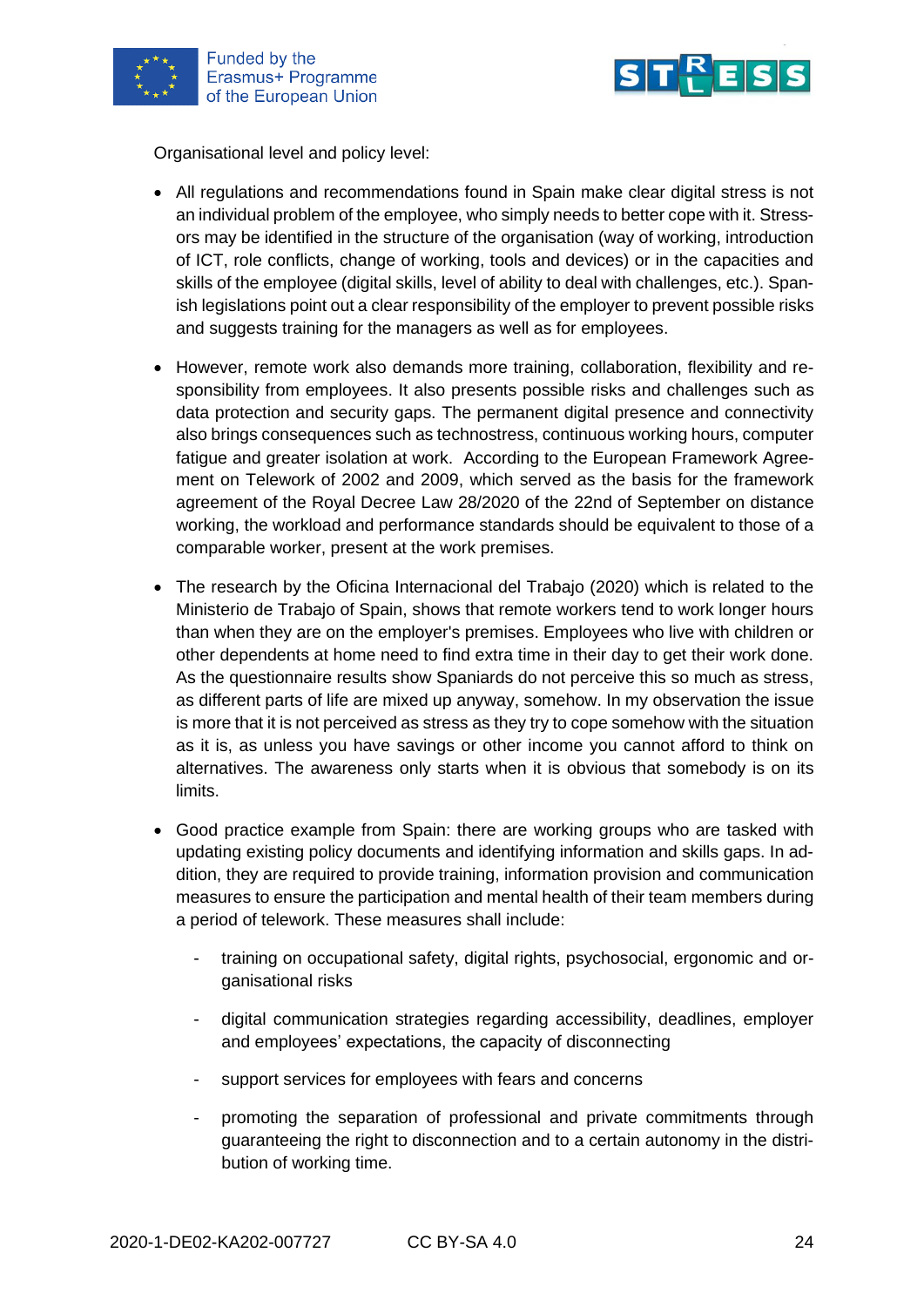Organisational level and policy level:

- All regulations and recommendations found in Spain make clear digital stress is not an individual problem of the employee, who simply needs to better cope with it. Stressors may be identified in the structure of the organisation (way of working, introduction of ICT, role conflicts, change of working, tools and devices) or in the capacities and skills of the employee (digital skills, level of ability to deal with challenges, etc.). Spanish legislations point out a clear responsibility of the employer to prevent possible risks and suggests training for the managers as well as for employees.

- However, remote work also demands more training, collaboration, flexibility and responsibility from employees. It also presents possible risks and challenges such as data protection and security gaps. The permanent digital presence and connectivity also brings consequences such as technostress, continuous working hours, computer fatigue and greater isolation at work. According to the European Framework Agreement on Telework of 2002 and 2009, which served as the basis for the framework agreement of the Royal Decree Law 28/2020 of the 22nd of September on distance working, the workload and performance standards should be equivalent to those of a comparable worker, present at the work premises.

- The research by the Oficina Internacional del Trabajo (2020) which is related to the Ministerio de Trabajo of Spain, shows that remote workers tend to work longer hours than when they are on the employer's premises. Employees who live with children or other dependents at home need to find extra time in their day to get their work done. As the questionnaire results show Spaniards do not perceive this so much as stress, as different parts of life are mixed up anyway, somehow. In my observation the issue is more that it is not perceived as stress as they try to cope somehow with the situation as it is, as unless you have savings or other income you cannot afford to think on alternatives. The awareness only starts when it is obvious that somebody is on its limits.

- Good practice example from Spain: there are working groups who are tasked with updating existing policy documents and identifying information and skills gaps. In addition, they are required to provide training, information provision and communication measures to ensure the participation and mental health of their team members during a period of telework. These measures shall include:

  - training on occupational safety, digital rights, psychosocial, ergonomic and organisational risks
  - digital communication strategies regarding accessibility, deadlines, employer and employees' expectations, the capacity of disconnecting
  - support services for employees with fears and concerns
  - promoting the separation of professional and private commitments through guaranteeing the right to disconnection and to a certain autonomy in the distribution of working time.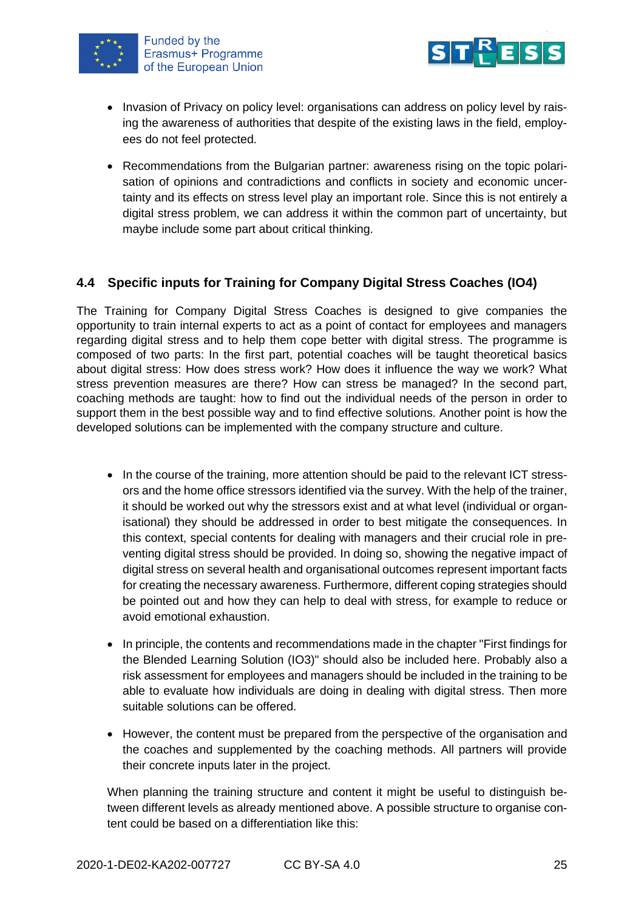- Invasion of Privacy on policy level: organisations can address on policy level by raising the awareness of authorities that despite of the existing laws in the field, employees do not feel protected.

- Recommendations from the Bulgarian partner: awareness rising on the topic polarisation of opinions and contradictions and conflicts in society and economic uncertainty and its effects on stress level play an important role. Since this is not entirely a digital stress problem, we can address it within the common part of uncertainty, but maybe include some part about critical thinking.

## 4.4 Specific inputs for Training for Company Digital Stress Coaches (IO4)

The Training for Company Digital Stress Coaches is designed to give companies the opportunity to train internal experts to act as a point of contact for employees and managers regarding digital stress and to help them cope better with digital stress. The programme is composed of two parts: In the first part, potential coaches will be taught theoretical basics about digital stress: How does stress work? How does it influence the way we work? What stress prevention measures are there? How can stress be managed? In the second part, coaching methods are taught: how to find out the individual needs of the person in order to support them in the best possible way and to find effective solutions. Another point is how the developed solutions can be implemented with the company structure and culture.

- In the course of the training, more attention should be paid to the relevant ICT stressors and the home office stressors identified via the survey. With the help of the trainer, it should be worked out why the stressors exist and at what level (individual or organisational) they should be addressed in order to best mitigate the consequences. In this context, special contents for dealing with managers and their crucial role in preventing digital stress should be provided. In doing so, showing the negative impact of digital stress on several health and organisational outcomes represent important facts for creating the necessary awareness. Furthermore, different coping strategies should be pointed out and how they can help to deal with stress, for example to reduce or avoid emotional exhaustion.

- In principle, the contents and recommendations made in the chapter "First findings for the Blended Learning Solution (IO3)" should also be included here. Probably also a risk assessment for employees and managers should be included in the training to be able to evaluate how individuals are doing in dealing with digital stress. Then more suitable solutions can be offered.

- However, the content must be prepared from the perspective of the organisation and the coaches and supplemented by the coaching methods. All partners will provide their concrete inputs later in the project.

When planning the training structure and content it might be useful to distinguish between different levels as already mentioned above. A possible structure to organise content could be based on a differentiation like this: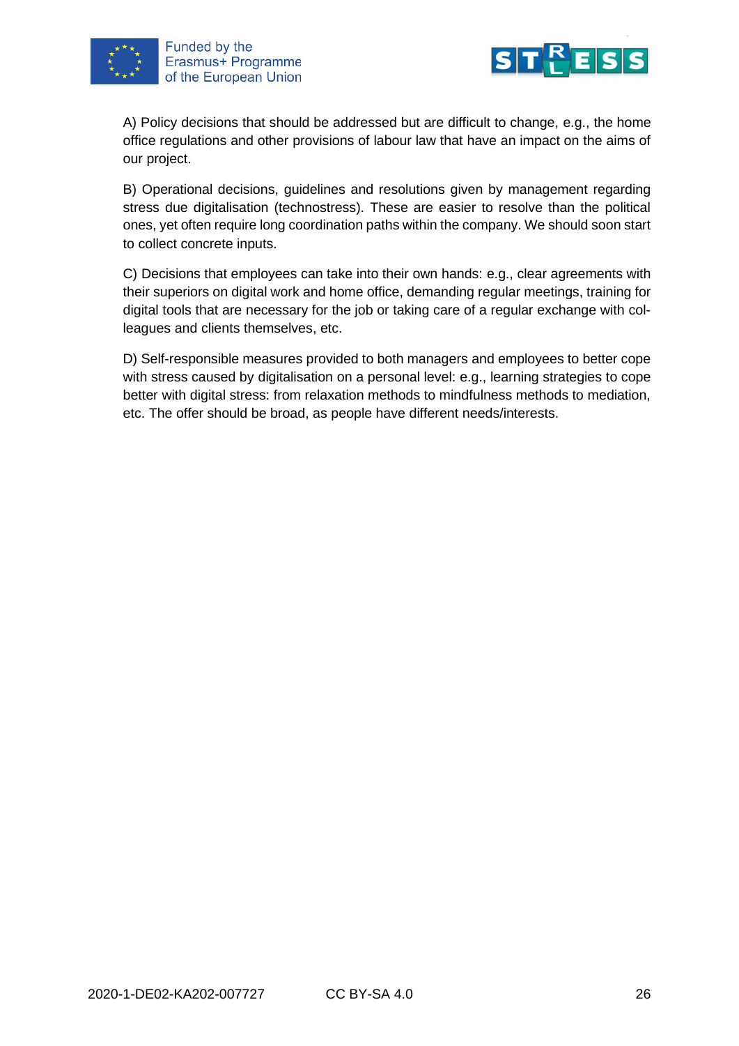A) Policy decisions that should be addressed but are difficult to change, e.g., the home office regulations and other provisions of labour law that have an impact on the aims of our project.

B) Operational decisions, guidelines and resolutions given by management regarding stress due digitalisation (technostress). These are easier to resolve than the political ones, yet often require long coordination paths within the company. We should soon start to collect concrete inputs.

C) Decisions that employees can take into their own hands: e.g., clear agreements with their superiors on digital work and home office, demanding regular meetings, training for digital tools that are necessary for the job or taking care of a regular exchange with colleagues and clients themselves, etc.

D) Self-responsible measures provided to both managers and employees to better cope with stress caused by digitalisation on a personal level: e.g., learning strategies to cope better with digital stress: from relaxation methods to mindfulness methods to mediation, etc. The offer should be broad, as people have different needs/interests.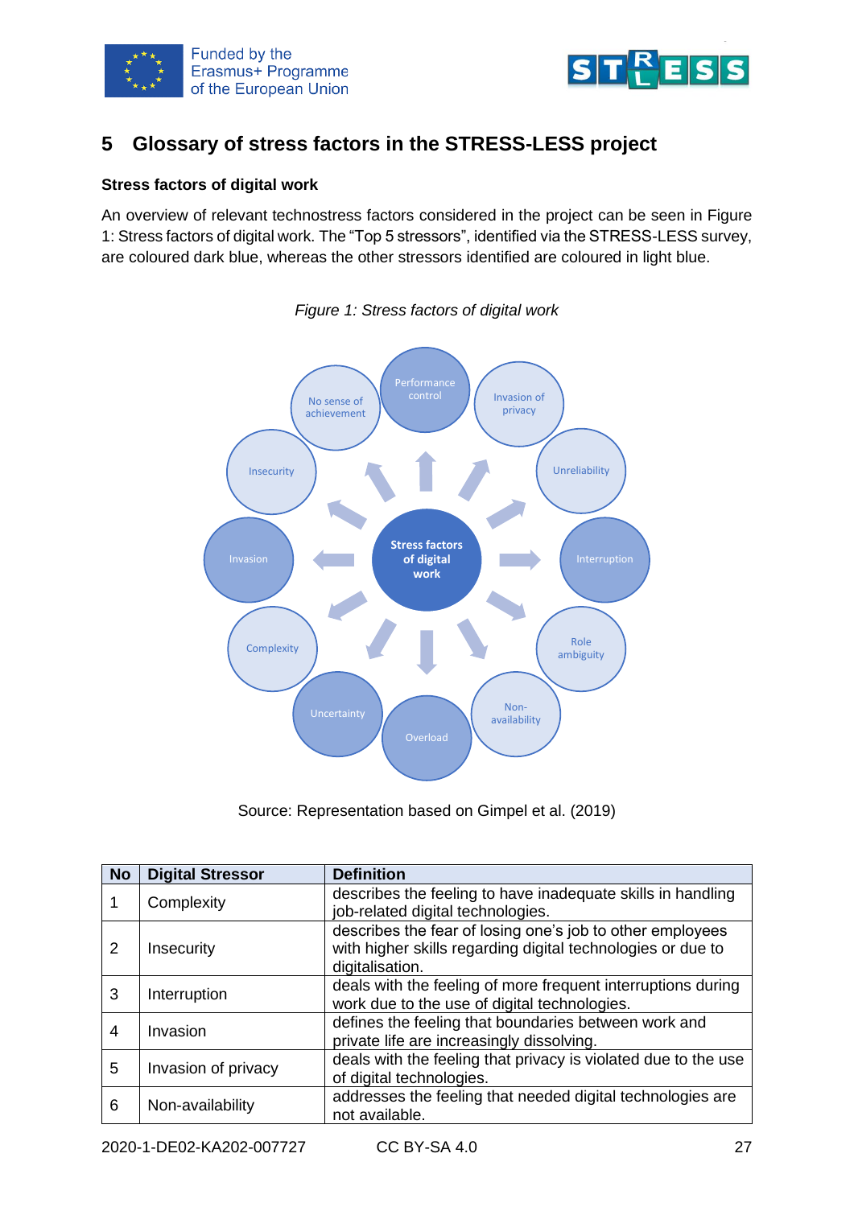## 5 Glossary of stress factors in the STRESS-LESS project

### Stress factors of digital work

An overview of relevant technostress factors considered in the project can be seen in Figure 1: Stress factors of digital work. The "Top 5 stressors", identified via the STRESS-LESS survey, are coloured dark blue, whereas the other stressors identified are coloured in light blue.

*Figure 1: Stress factors of digital work*

Source: Representation based on Gimpel et al. (2019)

| No | Digital Stressor | Definition |
|---|---|---|
| 1 | Complexity | describes the feeling to have inadequate skills in handling job-related digital technologies. |
| 2 | Insecurity | describes the fear of losing one's job to other employees with higher skills regarding digital technologies or due to digitalisation. |
| 3 | Interruption | deals with the feeling of more frequent interruptions during work due to the use of digital technologies. |
| 4 | Invasion | defines the feeling that boundaries between work and private life are increasingly dissolving. |
| 5 | Invasion of privacy | deals with the feeling that privacy is violated due to the use of digital technologies. |
| 6 | Non-availability | addresses the feeling that needed digital technologies are not available. |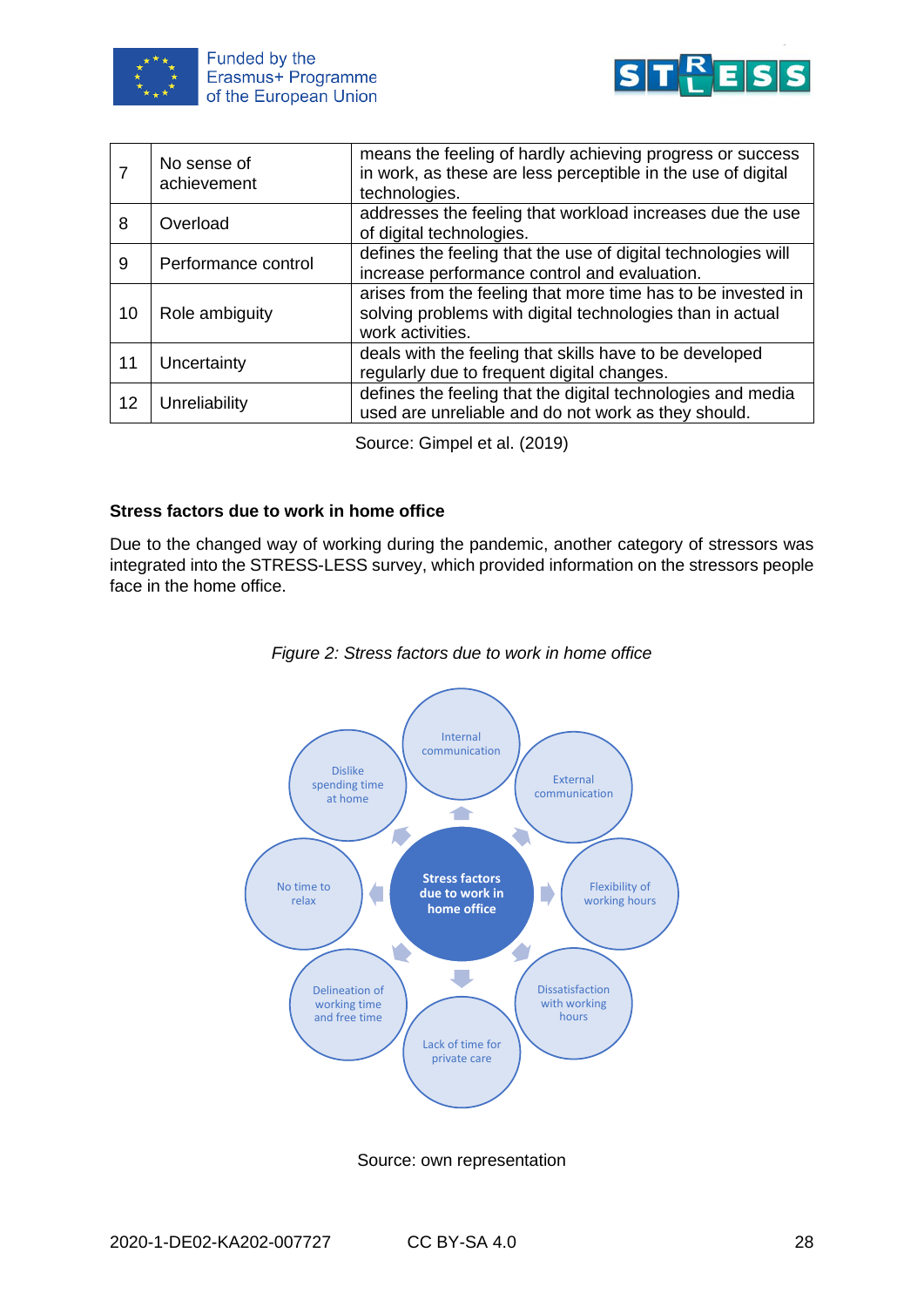| 7 | No sense of achievement | means the feeling of hardly achieving progress or success in work, as these are less perceptible in the use of digital technologies. |
|---|---|---|
| 8 | Overload | addresses the feeling that workload increases due the use of digital technologies. |
| 9 | Performance control | defines the feeling that the use of digital technologies will increase performance control and evaluation. |
| 10 | Role ambiguity | arises from the feeling that more time has to be invested in solving problems with digital technologies than in actual work activities. |
| 11 | Uncertainty | deals with the feeling that skills have to be developed regularly due to frequent digital changes. |
| 12 | Unreliability | defines the feeling that the digital technologies and media used are unreliable and do not work as they should. |

Source: Gimpel et al. (2019)

**Stress factors due to work in home office**

Due to the changed way of working during the pandemic, another category of stressors was integrated into the STRESS-LESS survey, which provided information on the stressors people face in the home office.

*Figure 2: Stress factors due to work in home office*

Stress factors due to work in home office

Internal communication

External communication

Flexibility of working hours

Dissatisfaction with working hours

Lack of time for private care

Delineation of working time and free time

No time to relax

Dislike spending time at home

Source: own representation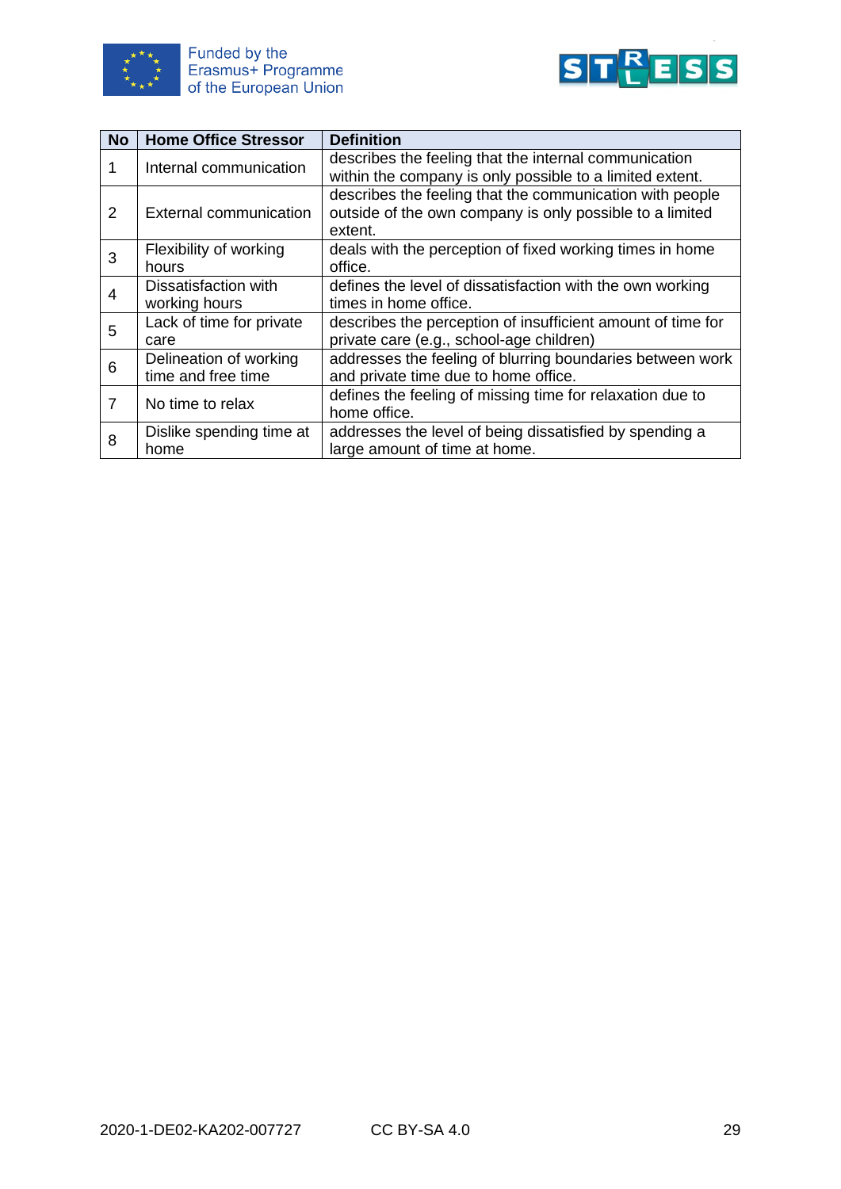| No | Home Office Stressor | Definition |
| --- | --- | --- |
| 1 | Internal communication | describes the feeling that the internal communication within the company is only possible to a limited extent. |
| 2 | External communication | describes the feeling that the communication with people outside of the own company is only possible to a limited extent. |
| 3 | Flexibility of working hours | deals with the perception of fixed working times in home office. |
| 4 | Dissatisfaction with working hours | defines the level of dissatisfaction with the own working times in home office. |
| 5 | Lack of time for private care | describes the perception of insufficient amount of time for private care (e.g., school-age children) |
| 6 | Delineation of working time and free time | addresses the feeling of blurring boundaries between work and private time due to home office. |
| 7 | No time to relax | defines the feeling of missing time for relaxation due to home office. |
| 8 | Dislike spending time at home | addresses the level of being dissatisfied by spending a large amount of time at home. |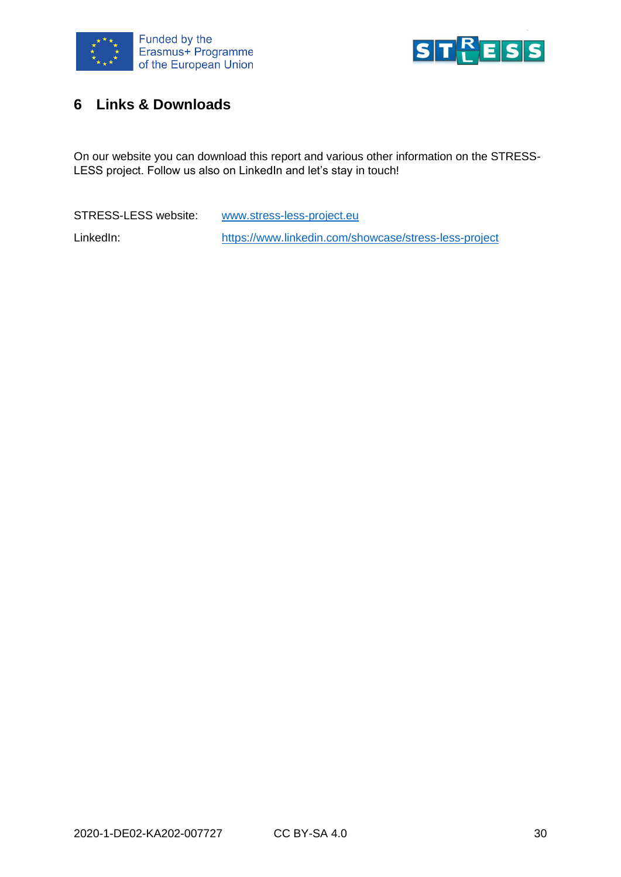# 6 Links & Downloads

On our website you can download this report and various other information on the STRESS-LESS project. Follow us also on LinkedIn and let's stay in touch!

STRESS-LESS website: [www.stress-less-project.eu](www.stress-less-project.eu)

LinkedIn: [https://www.linkedin.com/showcase/stress-less-project](https://www.linkedin.com/showcase/stress-less-project)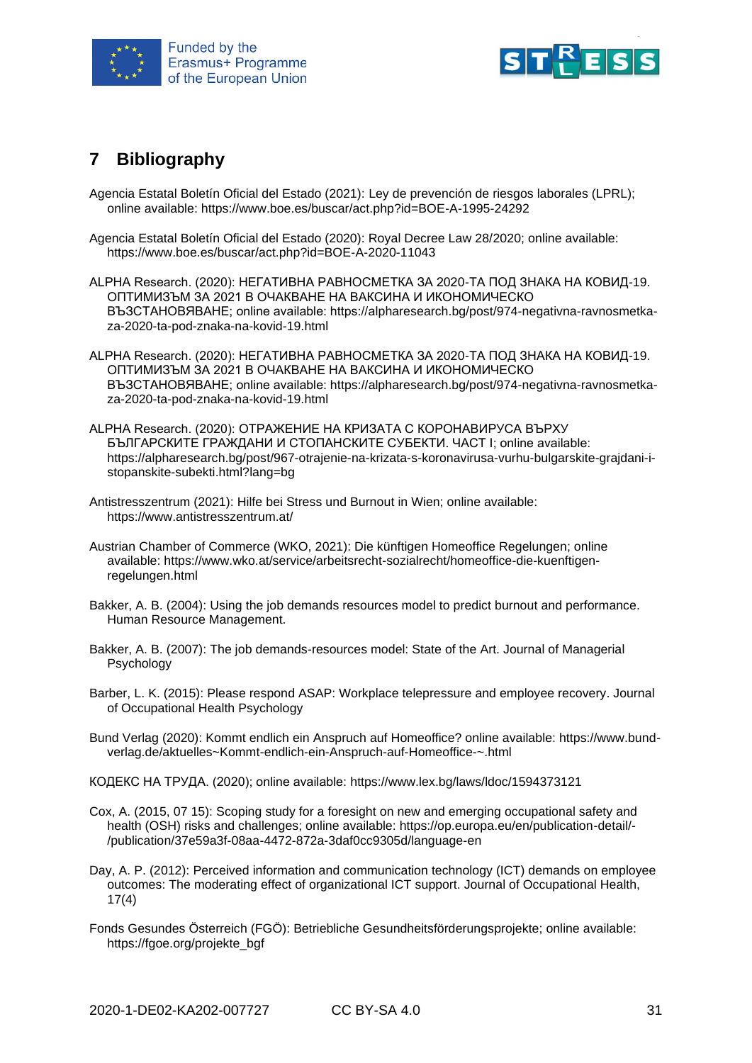# 7 Bibliography

Agencia Estatal Boletín Oficial del Estado (2021): Ley de prevención de riesgos laborales (LPRL); online available: https://www.boe.es/buscar/act.php?id=BOE-A-1995-24292

Agencia Estatal Boletín Oficial del Estado (2020): Royal Decree Law 28/2020; online available: https://www.boe.es/buscar/act.php?id=BOE-A-2020-11043

ALPHA Research. (2020): НЕГАТИВНА РАВНОСМЕТКА ЗА 2020-ТА ПОД ЗНАКА НА КОВИД-19. ОПТИМИЗЪМ ЗА 2021 В ОЧАКВАНЕ НА ВАКСИНА И ИКОНОМИЧЕСКО ВЪЗСТАНОВЯВАНЕ; online available: https://alpharesearch.bg/post/974-negativna-ravnosmetka-za-2020-ta-pod-znaka-na-kovid-19.html

ALPHA Research. (2020): НЕГАТИВНА РАВНОСМЕТКА ЗА 2020-ТА ПОД ЗНАКА НА КОВИД-19. ОПТИМИЗЪМ ЗА 2021 В ОЧАКВАНЕ НА ВАКСИНА И ИКОНОМИЧЕСКО ВЪЗСТАНОВЯВАНЕ; online available: https://alpharesearch.bg/post/974-negativna-ravnosmetka-za-2020-ta-pod-znaka-na-kovid-19.html

ALPHA Research. (2020): ОТРАЖЕНИЕ НА КРИЗАТА С КОРОНАВИРУСА ВЪРХУ БЪЛГАРСКИТЕ ГРАЖДАНИ И СТОПАНСКИТЕ СУБЕКТИ. ЧАСТ I; online available: https://alpharesearch.bg/post/967-otrajenie-na-krizata-s-koronavirusa-vurhu-bulgarskite-grajdani-i-stopanskite-subekti.html?lang=bg

Antistresszentrum (2021): Hilfe bei Stress und Burnout in Wien; online available: https://www.antistresszentrum.at/

Austrian Chamber of Commerce (WKO, 2021): Die künftigen Homeoffice Regelungen; online available: https://www.wko.at/service/arbeitsrecht-sozialrecht/homeoffice-die-kuenftigen-regelungen.html

Bakker, A. B. (2004): Using the job demands resources model to predict burnout and performance. Human Resource Management.

Bakker, A. B. (2007): The job demands-resources model: State of the Art. Journal of Managerial Psychology

Barber, L. K. (2015): Please respond ASAP: Workplace telepressure and employee recovery. Journal of Occupational Health Psychology

Bund Verlag (2020): Kommt endlich ein Anspruch auf Homeoffice? online available: https://www.bund-verlag.de/aktuelles~Kommt-endlich-ein-Anspruch-auf-Homeoffice-~.html

КОДЕКС НА ТРУДА. (2020); online available: https://www.lex.bg/laws/ldoc/1594373121

Cox, A. (2015, 07 15): Scoping study for a foresight on new and emerging occupational safety and health (OSH) risks and challenges; online available: https://op.europa.eu/en/publication-detail/-/publication/37e59a3f-08aa-4472-872a-3daf0cc9305d/language-en

Day, A. P. (2012): Perceived information and communication technology (ICT) demands on employee outcomes: The moderating effect of organizational ICT support. Journal of Occupational Health, 17(4)

Fonds Gesundes Österreich (FGÖ): Betriebliche Gesundheitsförderungsprojekte; online available: https://fgoe.org/projekte_bgf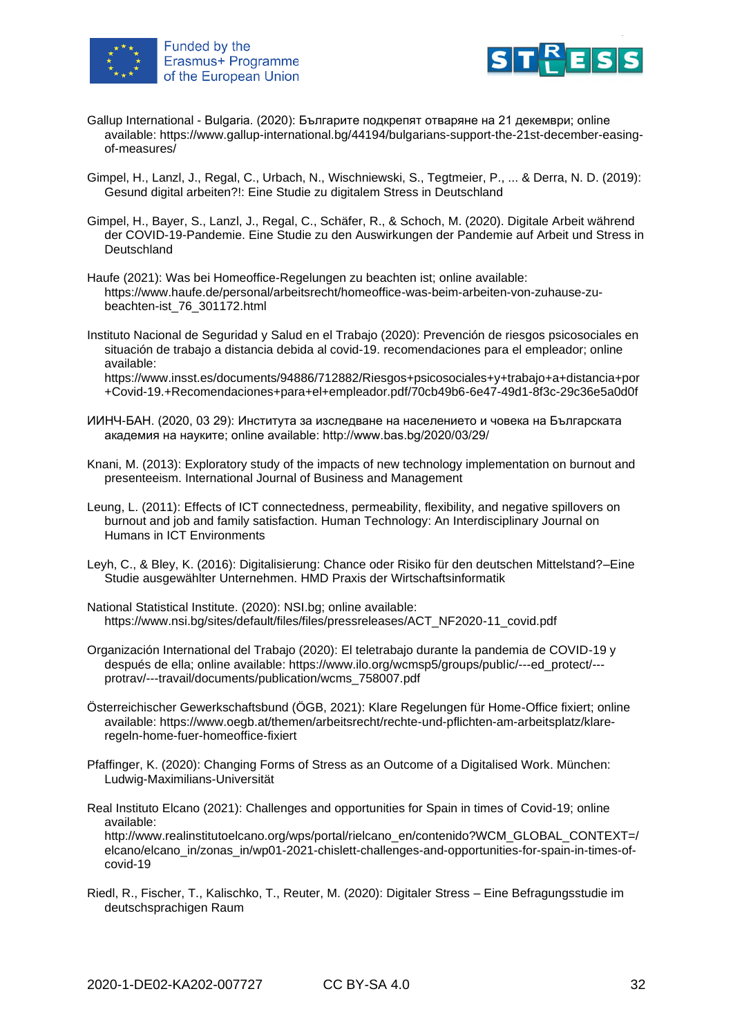Gallup International - Bulgaria. (2020): Българите подкрепят отваряне на 21 декември; online available: https://www.gallup-international.bg/44194/bulgarians-support-the-21st-december-easing-of-measures/

Gimpel, H., Lanzl, J., Regal, C., Urbach, N., Wischniewski, S., Tegtmeier, P., ... & Derra, N. D. (2019): Gesund digital arbeiten?!: Eine Studie zu digitalem Stress in Deutschland

Gimpel, H., Bayer, S., Lanzl, J., Regal, C., Schäfer, R., & Schoch, M. (2020). Digitale Arbeit während der COVID-19-Pandemie. Eine Studie zu den Auswirkungen der Pandemie auf Arbeit und Stress in Deutschland

Haufe (2021): Was bei Homeoffice-Regelungen zu beachten ist; online available: https://www.haufe.de/personal/arbeitsrecht/homeoffice-was-beim-arbeiten-von-zuhause-zu-beachten-ist_76_301172.html

Instituto Nacional de Seguridad y Salud en el Trabajo (2020): Prevención de riesgos psicosociales en situación de trabajo a distancia debida al covid-19. recomendaciones para el empleador; online available: https://www.insst.es/documents/94886/712882/Riesgos+psicosociales+y+trabajo+a+distancia+por+Covid-19.+Recomendaciones+para+el+empleador.pdf/70cb49b6-6e47-49d1-8f3c-29c36e5a0d0f

ИИНЧ-БАН. (2020, 03 29): Института за изследване на населението и човека на Българската академия на науките; online available: http://www.bas.bg/2020/03/29/

Knani, M. (2013): Exploratory study of the impacts of new technology implementation on burnout and presenteeism. International Journal of Business and Management

Leung, L. (2011): Effects of ICT connectedness, permeability, flexibility, and negative spillovers on burnout and job and family satisfaction. Human Technology: An Interdisciplinary Journal on Humans in ICT Environments

Leyh, C., & Bley, K. (2016): Digitalisierung: Chance oder Risiko für den deutschen Mittelstand?–Eine Studie ausgewählter Unternehmen. HMD Praxis der Wirtschaftsinformatik

National Statistical Institute. (2020): NSI.bg; online available: https://www.nsi.bg/sites/default/files/files/pressreleases/ACT_NF2020-11_covid.pdf

Organización International del Trabajo (2020): El teletrabajo durante la pandemia de COVID-19 y después de ella; online available: https://www.ilo.org/wcmsp5/groups/public/---ed_protect/---protrav/---travail/documents/publication/wcms_758007.pdf

Österreichischer Gewerkschaftsbund (ÖGB, 2021): Klare Regelungen für Home-Office fixiert; online available: https://www.oegb.at/themen/arbeitsrecht/rechte-und-pflichten-am-arbeitsplatz/klare-regeln-home-fuer-homeoffice-fixiert

Pfaffinger, K. (2020): Changing Forms of Stress as an Outcome of a Digitalised Work. München: Ludwig-Maximilians-Universität

Real Instituto Elcano (2021): Challenges and opportunities for Spain in times of Covid-19; online available: http://www.realinstitutoelcano.org/wps/portal/rielcano_en/contenido?WCM_GLOBAL_CONTEXT=/elcano/elcano_in/zonas_in/wp01-2021-chislett-challenges-and-opportunities-for-spain-in-times-of-covid-19

Riedl, R., Fischer, T., Kalischko, T., Reuter, M. (2020): Digitaler Stress – Eine Befragungsstudie im deutschsprachigen Raum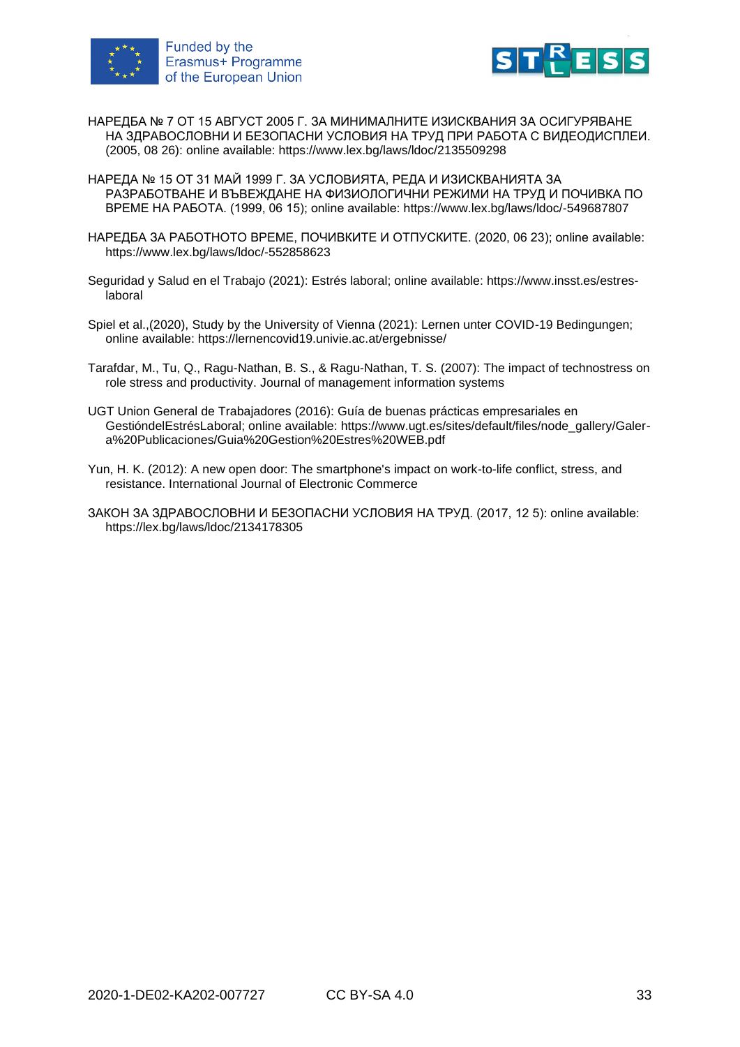НАРЕДБА № 7 ОТ 15 АВГУСТ 2005 Г. ЗА МИНИМАЛНИТЕ ИЗИСКВАНИЯ ЗА ОСИГУРЯВАНЕ НА ЗДРАВОСЛОВНИ И БЕЗОПАСНИ УСЛОВИЯ НА ТРУД ПРИ РАБОТА С ВИДЕОДИСПЛЕИ. (2005, 08 26): online available: https://www.lex.bg/laws/ldoc/2135509298

НАРЕДА № 15 ОТ 31 МАЙ 1999 Г. ЗА УСЛОВИЯТА, РЕДА И ИЗИСКВАНИЯТА ЗА РАЗРАБОТВАНЕ И ВЪВЕЖДАНЕ НА ФИЗИОЛОГИЧНИ РЕЖИМИ НА ТРУД И ПОЧИВКА ПО ВРЕМЕ НА РАБОТА. (1999, 06 15); online available: https://www.lex.bg/laws/ldoc/-549687807

НАРЕДБА ЗА РАБОТНОТО ВРЕМЕ, ПОЧИВКИТЕ И ОТПУСКИТЕ. (2020, 06 23); online available: https://www.lex.bg/laws/ldoc/-552858623

Seguridad y Salud en el Trabajo (2021): Estrés laboral; online available: https://www.insst.es/estres-laboral

Spiel et al.,(2020), Study by the University of Vienna (2021): Lernen unter COVID-19 Bedingungen; online available: https://lernencovid19.univie.ac.at/ergebnisse/

Tarafdar, M., Tu, Q., Ragu-Nathan, B. S., & Ragu-Nathan, T. S. (2007): The impact of technostress on role stress and productivity. Journal of management information systems

UGT Union General de Trabajadores (2016): Guía de buenas prácticas empresariales en GestióndelEstrésLaboral; online available: https://www.ugt.es/sites/default/files/node_gallery/Galer-a%20Publicaciones/Guia%20Gestion%20Estres%20WEB.pdf

Yun, H. K. (2012): A new open door: The smartphone's impact on work-to-life conflict, stress, and resistance. International Journal of Electronic Commerce

ЗАКОН ЗА ЗДРАВОСЛОВНИ И БЕЗОПАСНИ УСЛОВИЯ НА ТРУД. (2017, 12 5): online available: https://lex.bg/laws/ldoc/2134178305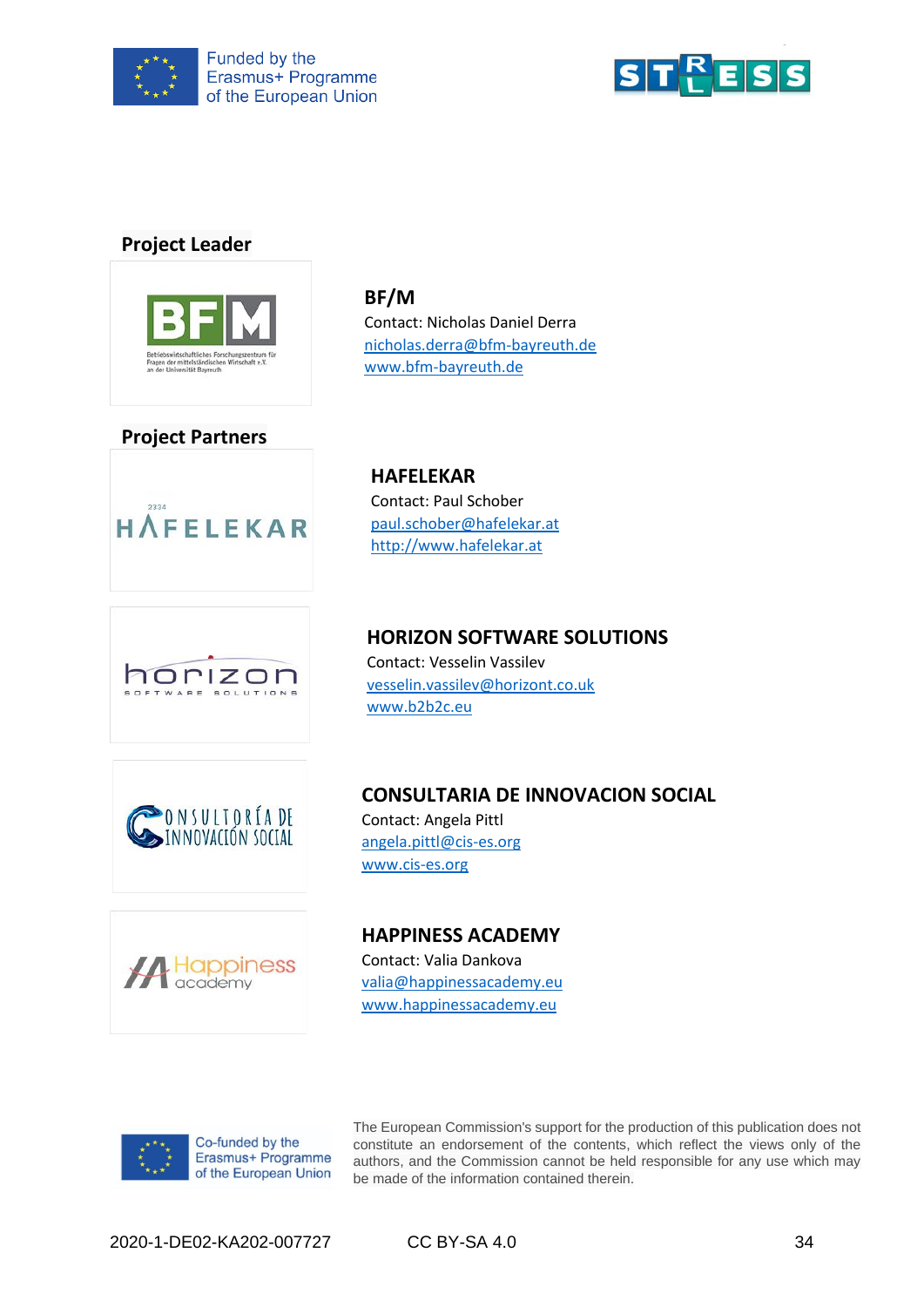## Project Leader

### BF/M

Contact: Nicholas Daniel Derra

nicholas.derra@bfm-bayreuth.de

www.bfm-bayreuth.de

## Project Partners

### HAFELEKAR

Contact: Paul Schober

paul.schober@hafelekar.at

http://www.hafelekar.at

### HORIZON SOFTWARE SOLUTIONS

Contact: Vesselin Vassilev

vesselin.vassilev@horizont.co.uk

www.b2b2c.eu

### CONSULTARIA DE INNOVACION SOCIAL

Contact: Angela Pittl

angela.pittl@cis-es.org

www.cis-es.org

### HAPPINESS ACADEMY

Contact: Valia Dankova

valia@happinessacademy.eu

www.happinessacademy.eu

Co-funded by the Erasmus+ Programme of the European Union

The European Commission's support for the production of this publication does not constitute an endorsement of the contents, which reflect the views only of the authors, and the Commission cannot be held responsible for any use which may be made of the information contained therein.

2020-1-DE02-KA202-007727 CC BY-SA 4.0